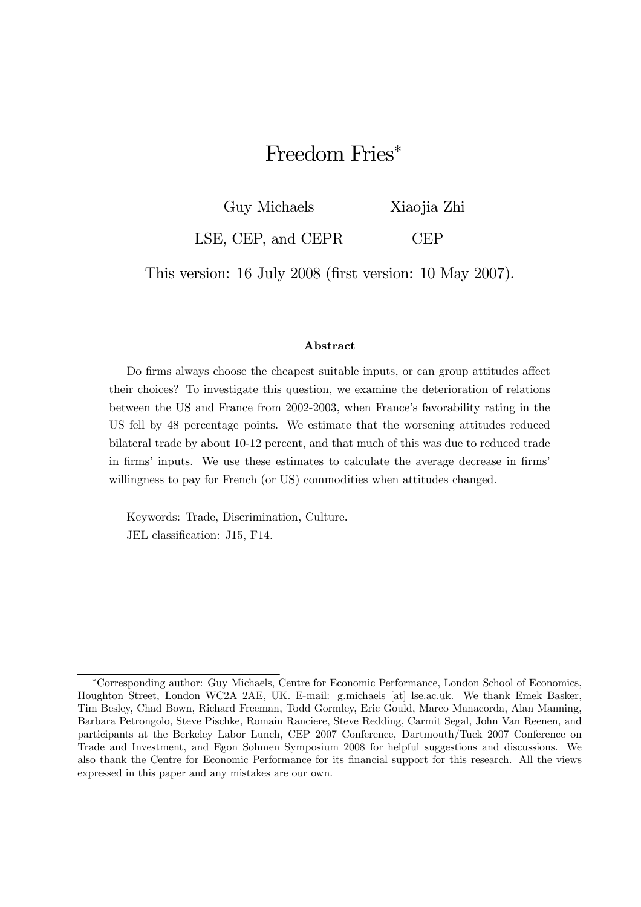# Freedom Fries*

Guy Michaels — LSE, CEP, and CEPR

Xiaojia Zhi — CEP

This version: 16 July 2008 (first version: 10 May 2007).

### Abstract

Do firms always choose the cheapest suitable inputs, or can group attitudes affect their choices? To investigate this question, we examine the deterioration of relations between the US and France from 2002-2003, when France's favorability rating in the US fell by 48 percentage points. We estimate that the worsening attitudes reduced bilateral trade by about 10-12 percent, and that much of this was due to reduced trade in firms' inputs. We use these estimates to calculate the average decrease in firms' willingness to pay for French (or US) commodities when attitudes changed.

Keywords: Trade, Discrimination, Culture.

JEL classification: J15, F14.

---

*Corresponding author: Guy Michaels, Centre for Economic Performance, London School of Economics, Houghton Street, London WC2A 2AE, UK. E-mail: g.michaels [at] lse.ac.uk. We thank Emek Basker, Tim Besley, Chad Bown, Richard Freeman, Todd Gormley, Eric Gould, Marco Manacorda, Alan Manning, Barbara Petrongolo, Steve Pischke, Romain Ranciere, Steve Redding, Carmit Segal, John Van Reenen, and participants at the Berkeley Labor Lunch, CEP 2007 Conference, Dartmouth/Tuck 2007 Conference on Trade and Investment, and Egon Sohmen Symposium 2008 for helpful suggestions and discussions. We also thank the Centre for Economic Performance for its financial support for this research. All the views expressed in this paper and any mistakes are our own.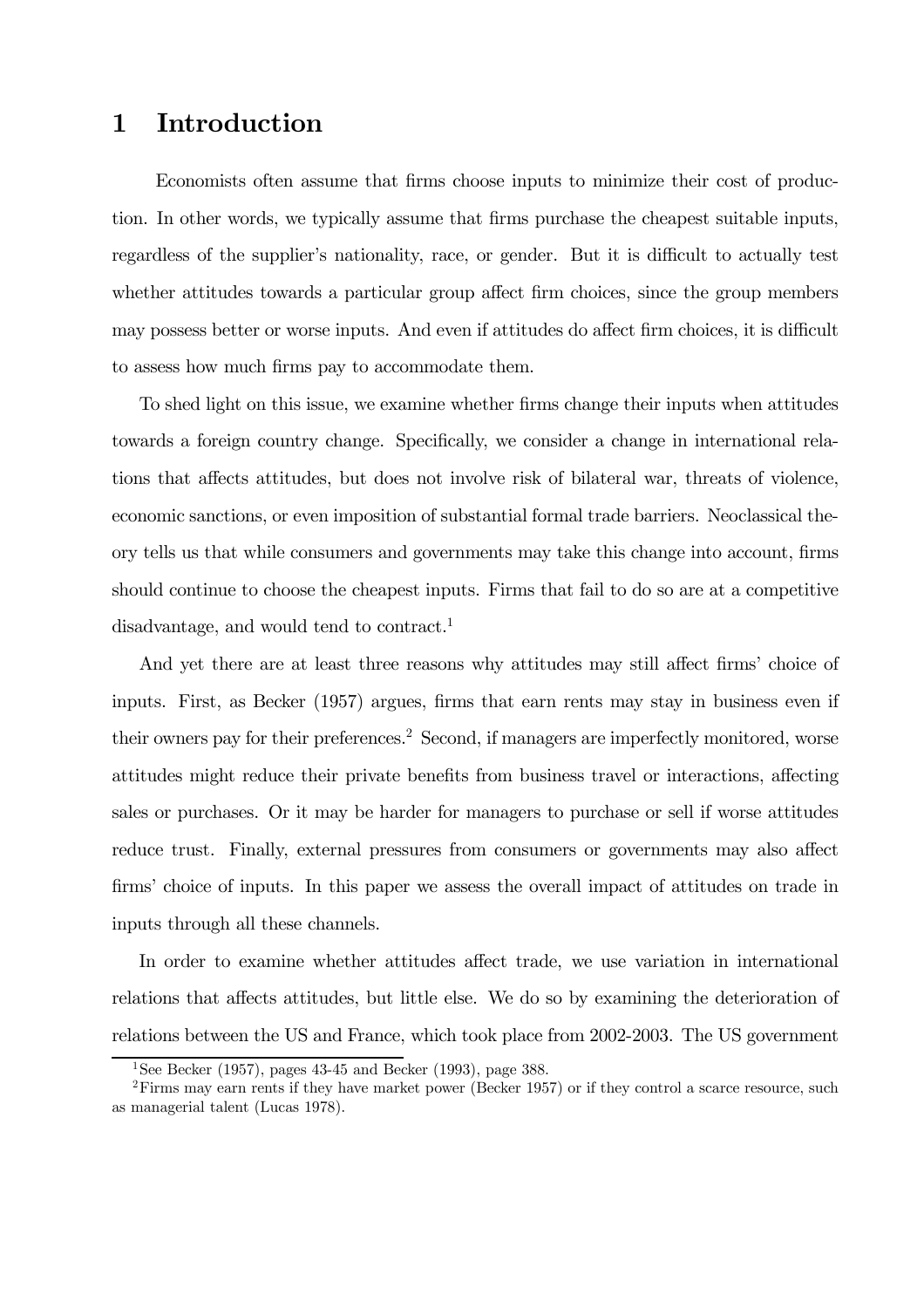# 1 Introduction

Economists often assume that firms choose inputs to minimize their cost of production. In other words, we typically assume that firms purchase the cheapest suitable inputs, regardless of the supplier's nationality, race, or gender. But it is difficult to actually test whether attitudes towards a particular group affect firm choices, since the group members may possess better or worse inputs. And even if attitudes do affect firm choices, it is difficult to assess how much firms pay to accommodate them.

To shed light on this issue, we examine whether firms change their inputs when attitudes towards a foreign country change. Specifically, we consider a change in international relations that affects attitudes, but does not involve risk of bilateral war, threats of violence, economic sanctions, or even imposition of substantial formal trade barriers. Neoclassical theory tells us that while consumers and governments may take this change into account, firms should continue to choose the cheapest inputs. Firms that fail to do so are at a competitive disadvantage, and would tend to contract.[1]

And yet there are at least three reasons why attitudes may still affect firms' choice of inputs. First, as Becker (1957) argues, firms that earn rents may stay in business even if their owners pay for their preferences.[2] Second, if managers are imperfectly monitored, worse attitudes might reduce their private benefits from business travel or interactions, affecting sales or purchases. Or it may be harder for managers to purchase or sell if worse attitudes reduce trust. Finally, external pressures from consumers or governments may also affect firms' choice of inputs. In this paper we assess the overall impact of attitudes on trade in inputs through all these channels.

In order to examine whether attitudes affect trade, we use variation in international relations that affects attitudes, but little else. We do so by examining the deterioration of relations between the US and France, which took place from 2002-2003. The US government

[1] See Becker (1957), pages 43-45 and Becker (1993), page 388.

[2] Firms may earn rents if they have market power (Becker 1957) or if they control a scarce resource, such as managerial talent (Lucas 1978).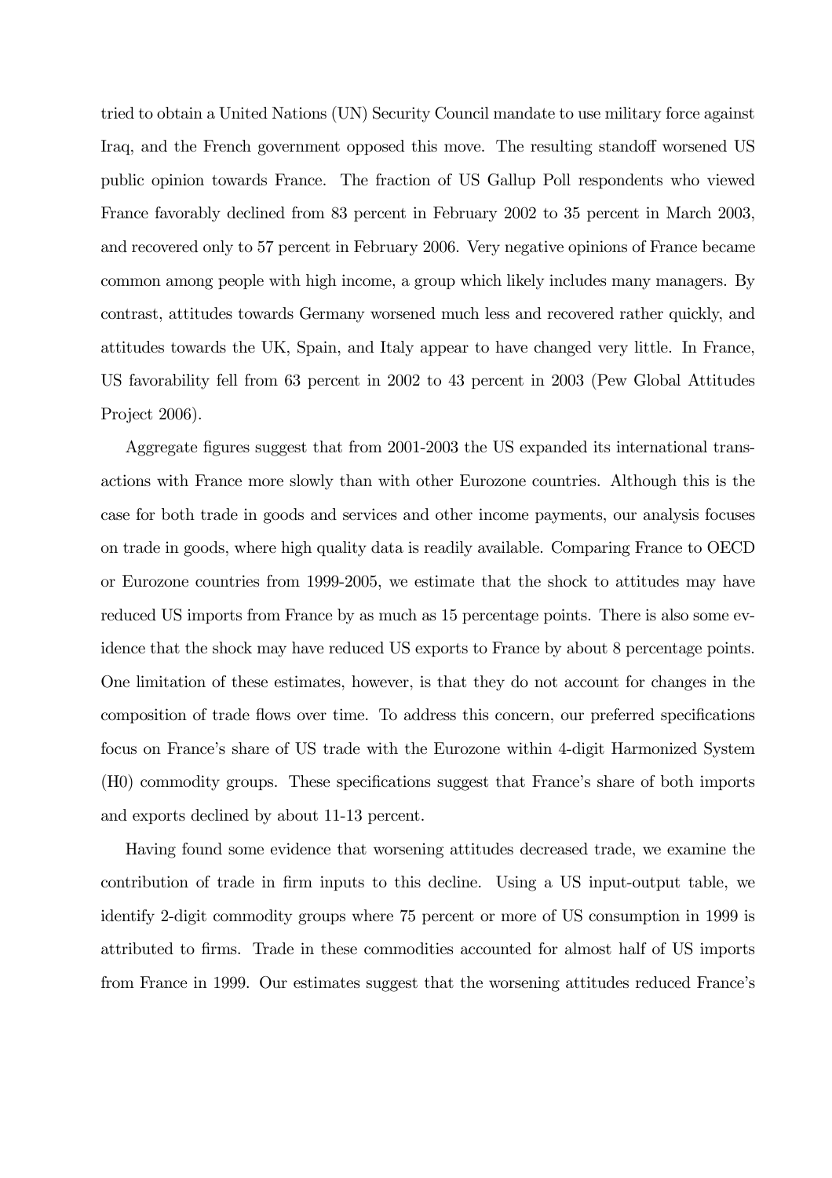tried to obtain a United Nations (UN) Security Council mandate to use military force against Iraq, and the French government opposed this move. The resulting standoff worsened US public opinion towards France. The fraction of US Gallup Poll respondents who viewed France favorably declined from 83 percent in February 2002 to 35 percent in March 2003, and recovered only to 57 percent in February 2006. Very negative opinions of France became common among people with high income, a group which likely includes many managers. By contrast, attitudes towards Germany worsened much less and recovered rather quickly, and attitudes towards the UK, Spain, and Italy appear to have changed very little. In France, US favorability fell from 63 percent in 2002 to 43 percent in 2003 (Pew Global Attitudes Project 2006).

Aggregate figures suggest that from 2001-2003 the US expanded its international transactions with France more slowly than with other Eurozone countries. Although this is the case for both trade in goods and services and other income payments, our analysis focuses on trade in goods, where high quality data is readily available. Comparing France to OECD or Eurozone countries from 1999-2005, we estimate that the shock to attitudes may have reduced US imports from France by as much as 15 percentage points. There is also some evidence that the shock may have reduced US exports to France by about 8 percentage points. One limitation of these estimates, however, is that they do not account for changes in the composition of trade flows over time. To address this concern, our preferred specifications focus on France's share of US trade with the Eurozone within 4-digit Harmonized System (H0) commodity groups. These specifications suggest that France's share of both imports and exports declined by about 11-13 percent.

Having found some evidence that worsening attitudes decreased trade, we examine the contribution of trade in firm inputs to this decline. Using a US input-output table, we identify 2-digit commodity groups where 75 percent or more of US consumption in 1999 is attributed to firms. Trade in these commodities accounted for almost half of US imports from France in 1999. Our estimates suggest that the worsening attitudes reduced France's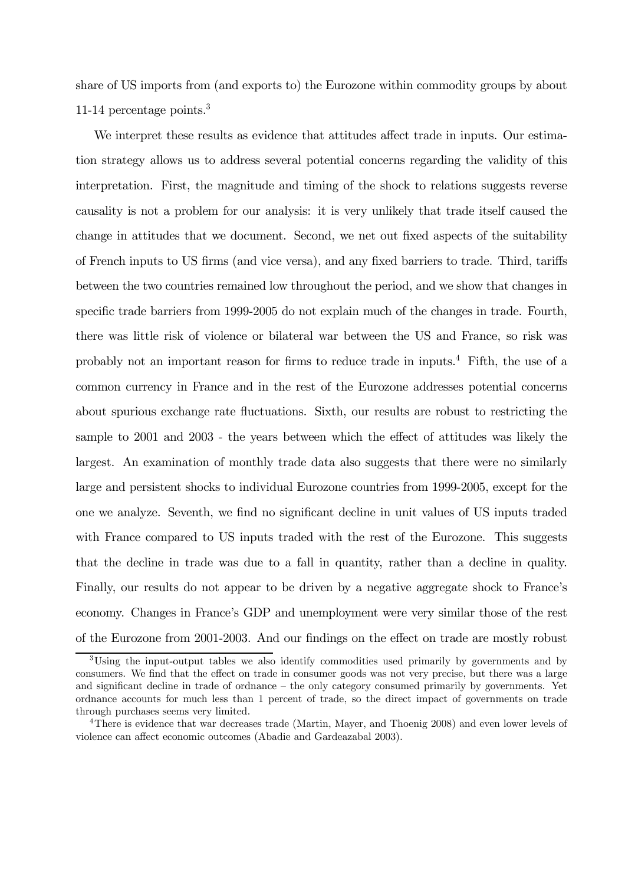share of US imports from (and exports to) the Eurozone within commodity groups by about 11-14 percentage points.[3]

We interpret these results as evidence that attitudes affect trade in inputs. Our estimation strategy allows us to address several potential concerns regarding the validity of this interpretation. First, the magnitude and timing of the shock to relations suggests reverse causality is not a problem for our analysis: it is very unlikely that trade itself caused the change in attitudes that we document. Second, we net out fixed aspects of the suitability of French inputs to US firms (and vice versa), and any fixed barriers to trade. Third, tariffs between the two countries remained low throughout the period, and we show that changes in specific trade barriers from 1999-2005 do not explain much of the changes in trade. Fourth, there was little risk of violence or bilateral war between the US and France, so risk was probably not an important reason for firms to reduce trade in inputs.[4] Fifth, the use of a common currency in France and in the rest of the Eurozone addresses potential concerns about spurious exchange rate fluctuations. Sixth, our results are robust to restricting the sample to 2001 and 2003 - the years between which the effect of attitudes was likely the largest. An examination of monthly trade data also suggests that there were no similarly large and persistent shocks to individual Eurozone countries from 1999-2005, except for the one we analyze. Seventh, we find no significant decline in unit values of US inputs traded with France compared to US inputs traded with the rest of the Eurozone. This suggests that the decline in trade was due to a fall in quantity, rather than a decline in quality. Finally, our results do not appear to be driven by a negative aggregate shock to France's economy. Changes in France's GDP and unemployment were very similar those of the rest of the Eurozone from 2001-2003. And our findings on the effect on trade are mostly robust

[3] Using the input-output tables we also identify commodities used primarily by governments and by consumers. We find that the effect on trade in consumer goods was not very precise, but there was a large and significant decline in trade of ordnance – the only category consumed primarily by governments. Yet ordnance accounts for much less than 1 percent of trade, so the direct impact of governments on trade through purchases seems very limited.

[4] There is evidence that war decreases trade (Martin, Mayer, and Thoenig 2008) and even lower levels of violence can affect economic outcomes (Abadie and Gardeazabal 2003).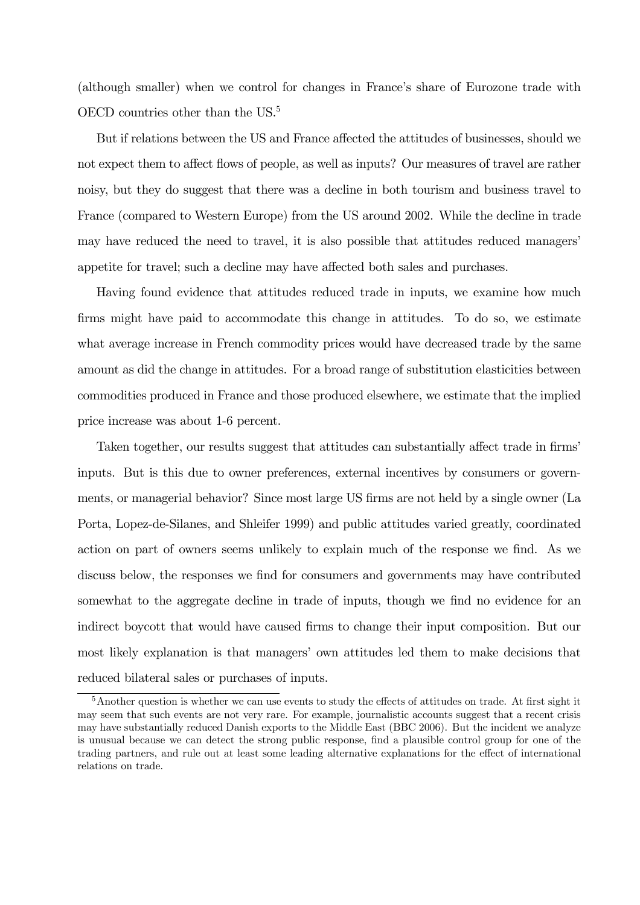(although smaller) when we control for changes in France's share of Eurozone trade with OECD countries other than the US.[5]

But if relations between the US and France affected the attitudes of businesses, should we not expect them to affect flows of people, as well as inputs? Our measures of travel are rather noisy, but they do suggest that there was a decline in both tourism and business travel to France (compared to Western Europe) from the US around 2002. While the decline in trade may have reduced the need to travel, it is also possible that attitudes reduced managers' appetite for travel; such a decline may have affected both sales and purchases.

Having found evidence that attitudes reduced trade in inputs, we examine how much firms might have paid to accommodate this change in attitudes. To do so, we estimate what average increase in French commodity prices would have decreased trade by the same amount as did the change in attitudes. For a broad range of substitution elasticities between commodities produced in France and those produced elsewhere, we estimate that the implied price increase was about 1-6 percent.

Taken together, our results suggest that attitudes can substantially affect trade in firms' inputs. But is this due to owner preferences, external incentives by consumers or governments, or managerial behavior? Since most large US firms are not held by a single owner (La Porta, Lopez-de-Silanes, and Shleifer 1999) and public attitudes varied greatly, coordinated action on part of owners seems unlikely to explain much of the response we find. As we discuss below, the responses we find for consumers and governments may have contributed somewhat to the aggregate decline in trade of inputs, though we find no evidence for an indirect boycott that would have caused firms to change their input composition. But our most likely explanation is that managers' own attitudes led them to make decisions that reduced bilateral sales or purchases of inputs.

[5]Another question is whether we can use events to study the effects of attitudes on trade. At first sight it may seem that such events are not very rare. For example, journalistic accounts suggest that a recent crisis may have substantially reduced Danish exports to the Middle East (BBC 2006). But the incident we analyze is unusual because we can detect the strong public response, find a plausible control group for one of the trading partners, and rule out at least some leading alternative explanations for the effect of international relations on trade.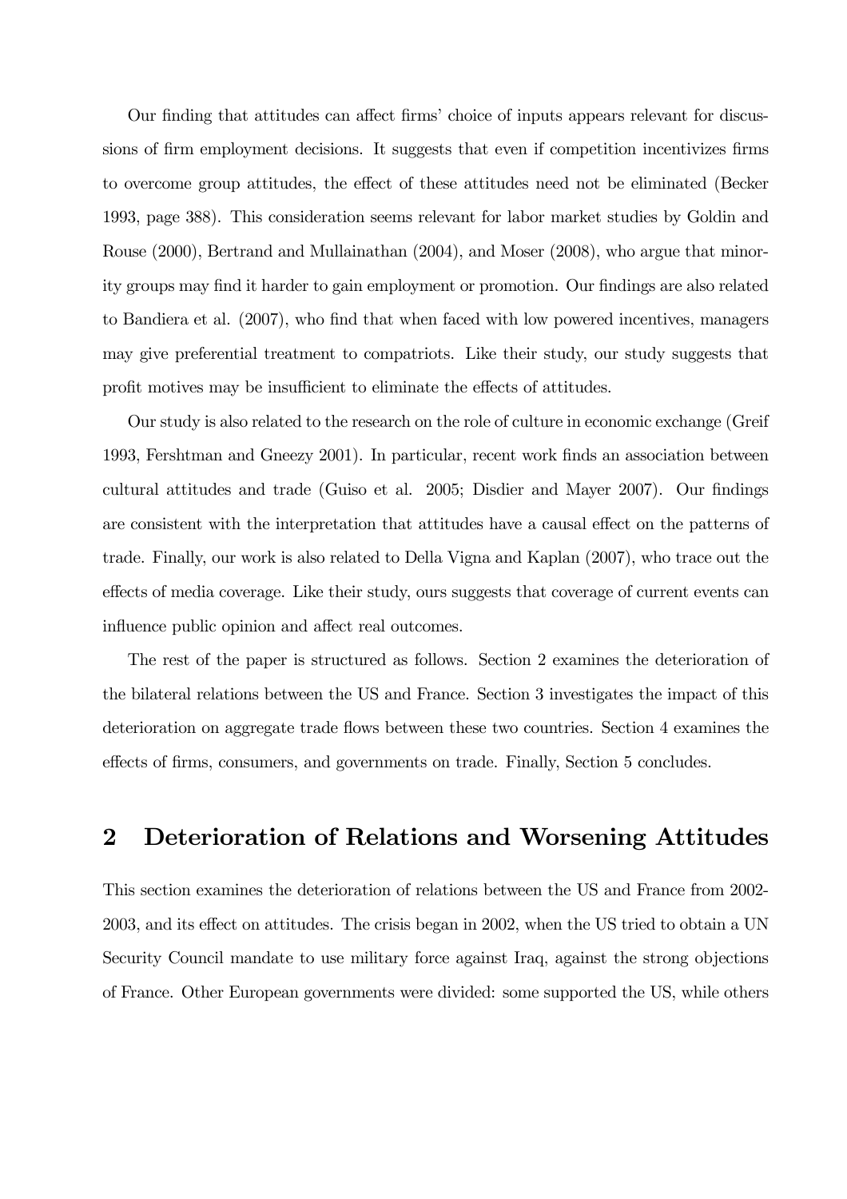Our finding that attitudes can affect firms' choice of inputs appears relevant for discussions of firm employment decisions. It suggests that even if competition incentivizes firms to overcome group attitudes, the effect of these attitudes need not be eliminated (Becker 1993, page 388). This consideration seems relevant for labor market studies by Goldin and Rouse (2000), Bertrand and Mullainathan (2004), and Moser (2008), who argue that minority groups may find it harder to gain employment or promotion. Our findings are also related to Bandiera et al. (2007), who find that when faced with low powered incentives, managers may give preferential treatment to compatriots. Like their study, our study suggests that profit motives may be insufficient to eliminate the effects of attitudes.

Our study is also related to the research on the role of culture in economic exchange (Greif 1993, Fershtman and Gneezy 2001). In particular, recent work finds an association between cultural attitudes and trade (Guiso et al. 2005; Disdier and Mayer 2007). Our findings are consistent with the interpretation that attitudes have a causal effect on the patterns of trade. Finally, our work is also related to Della Vigna and Kaplan (2007), who trace out the effects of media coverage. Like their study, ours suggests that coverage of current events can influence public opinion and affect real outcomes.

The rest of the paper is structured as follows. Section 2 examines the deterioration of the bilateral relations between the US and France. Section 3 investigates the impact of this deterioration on aggregate trade flows between these two countries. Section 4 examines the effects of firms, consumers, and governments on trade. Finally, Section 5 concludes.

## 2 Deterioration of Relations and Worsening Attitudes

This section examines the deterioration of relations between the US and France from 2002-2003, and its effect on attitudes. The crisis began in 2002, when the US tried to obtain a UN Security Council mandate to use military force against Iraq, against the strong objections of France. Other European governments were divided: some supported the US, while others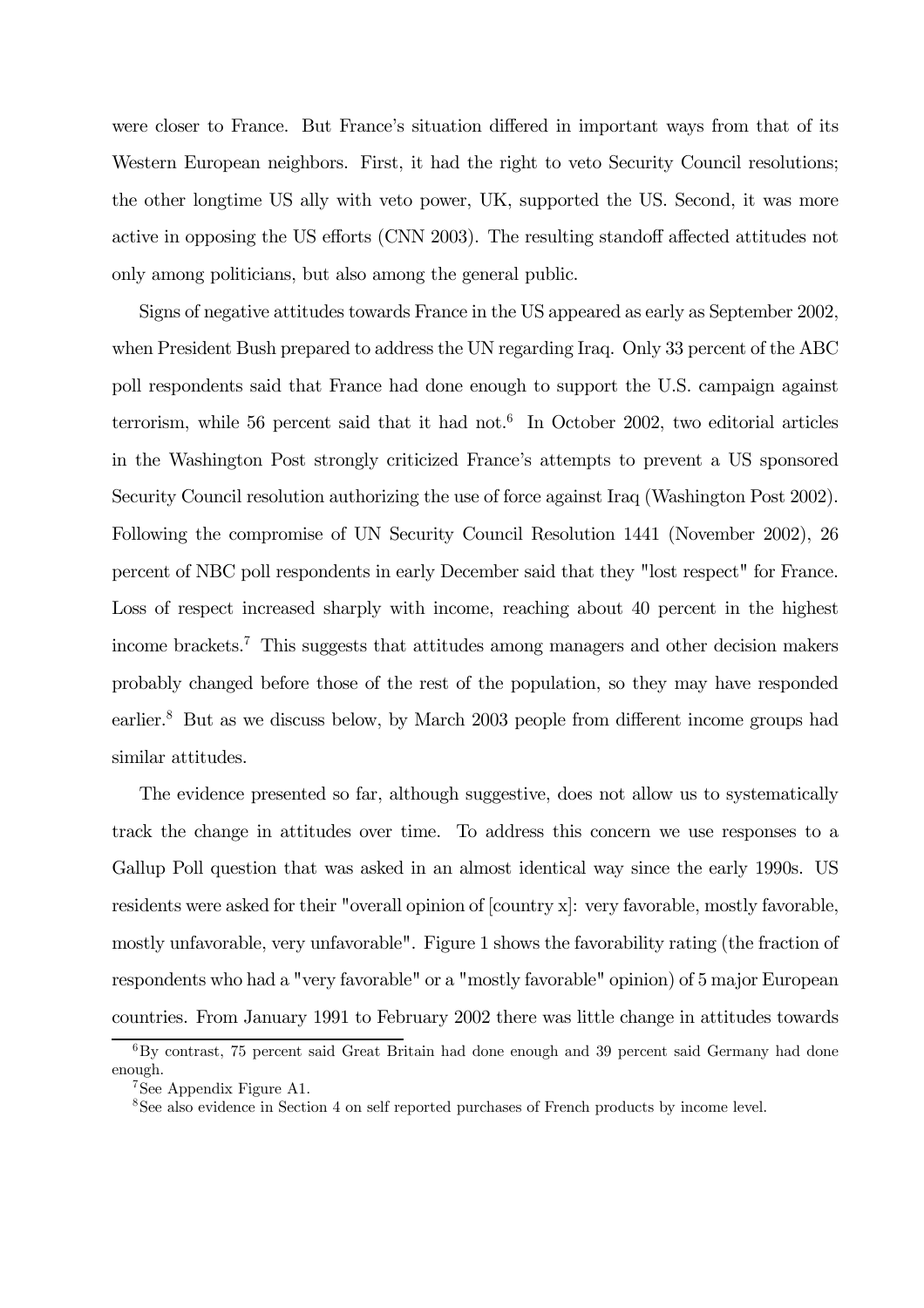were closer to France. But France's situation differed in important ways from that of its Western European neighbors. First, it had the right to veto Security Council resolutions; the other longtime US ally with veto power, UK, supported the US. Second, it was more active in opposing the US efforts (CNN 2003). The resulting standoff affected attitudes not only among politicians, but also among the general public.

Signs of negative attitudes towards France in the US appeared as early as September 2002, when President Bush prepared to address the UN regarding Iraq. Only 33 percent of the ABC poll respondents said that France had done enough to support the U.S. campaign against terrorism, while 56 percent said that it had not.[6] In October 2002, two editorial articles in the Washington Post strongly criticized France's attempts to prevent a US sponsored Security Council resolution authorizing the use of force against Iraq (Washington Post 2002). Following the compromise of UN Security Council Resolution 1441 (November 2002), 26 percent of NBC poll respondents in early December said that they "lost respect" for France. Loss of respect increased sharply with income, reaching about 40 percent in the highest income brackets.[7] This suggests that attitudes among managers and other decision makers probably changed before those of the rest of the population, so they may have responded earlier.[8] But as we discuss below, by March 2003 people from different income groups had similar attitudes.

The evidence presented so far, although suggestive, does not allow us to systematically track the change in attitudes over time. To address this concern we use responses to a Gallup Poll question that was asked in an almost identical way since the early 1990s. US residents were asked for their "overall opinion of [country x]: very favorable, mostly favorable, mostly unfavorable, very unfavorable". Figure 1 shows the favorability rating (the fraction of respondents who had a "very favorable" or a "mostly favorable" opinion) of 5 major European countries. From January 1991 to February 2002 there was little change in attitudes towards

[6] By contrast, 75 percent said Great Britain had done enough and 39 percent said Germany had done enough.

[7] See Appendix Figure A1.

[8] See also evidence in Section 4 on self reported purchases of French products by income level.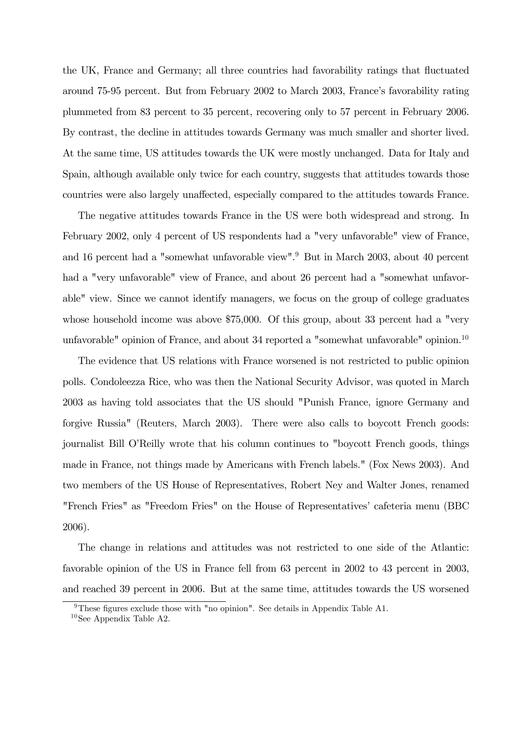the UK, France and Germany; all three countries had favorability ratings that fluctuated around 75-95 percent. But from February 2002 to March 2003, France's favorability rating plummeted from 83 percent to 35 percent, recovering only to 57 percent in February 2006. By contrast, the decline in attitudes towards Germany was much smaller and shorter lived. At the same time, US attitudes towards the UK were mostly unchanged. Data for Italy and Spain, although available only twice for each country, suggests that attitudes towards those countries were also largely unaffected, especially compared to the attitudes towards France.

The negative attitudes towards France in the US were both widespread and strong. In February 2002, only 4 percent of US respondents had a "very unfavorable" view of France, and 16 percent had a "somewhat unfavorable view".[9] But in March 2003, about 40 percent had a "very unfavorable" view of France, and about 26 percent had a "somewhat unfavorable" view. Since we cannot identify managers, we focus on the group of college graduates whose household income was above $75,000. Of this group, about 33 percent had a "very unfavorable" opinion of France, and about 34 reported a "somewhat unfavorable" opinion.[10]

The evidence that US relations with France worsened is not restricted to public opinion polls. Condoleezza Rice, who was then the National Security Advisor, was quoted in March 2003 as having told associates that the US should "Punish France, ignore Germany and forgive Russia" (Reuters, March 2003). There were also calls to boycott French goods: journalist Bill O'Reilly wrote that his column continues to "boycott French goods, things made in France, not things made by Americans with French labels." (Fox News 2003). And two members of the US House of Representatives, Robert Ney and Walter Jones, renamed "French Fries" as "Freedom Fries" on the House of Representatives' cafeteria menu (BBC 2006).

The change in relations and attitudes was not restricted to one side of the Atlantic: favorable opinion of the US in France fell from 63 percent in 2002 to 43 percent in 2003, and reached 39 percent in 2006. But at the same time, attitudes towards the US worsened

[9] These figures exclude those with "no opinion". See details in Appendix Table A1.

[10] See Appendix Table A2.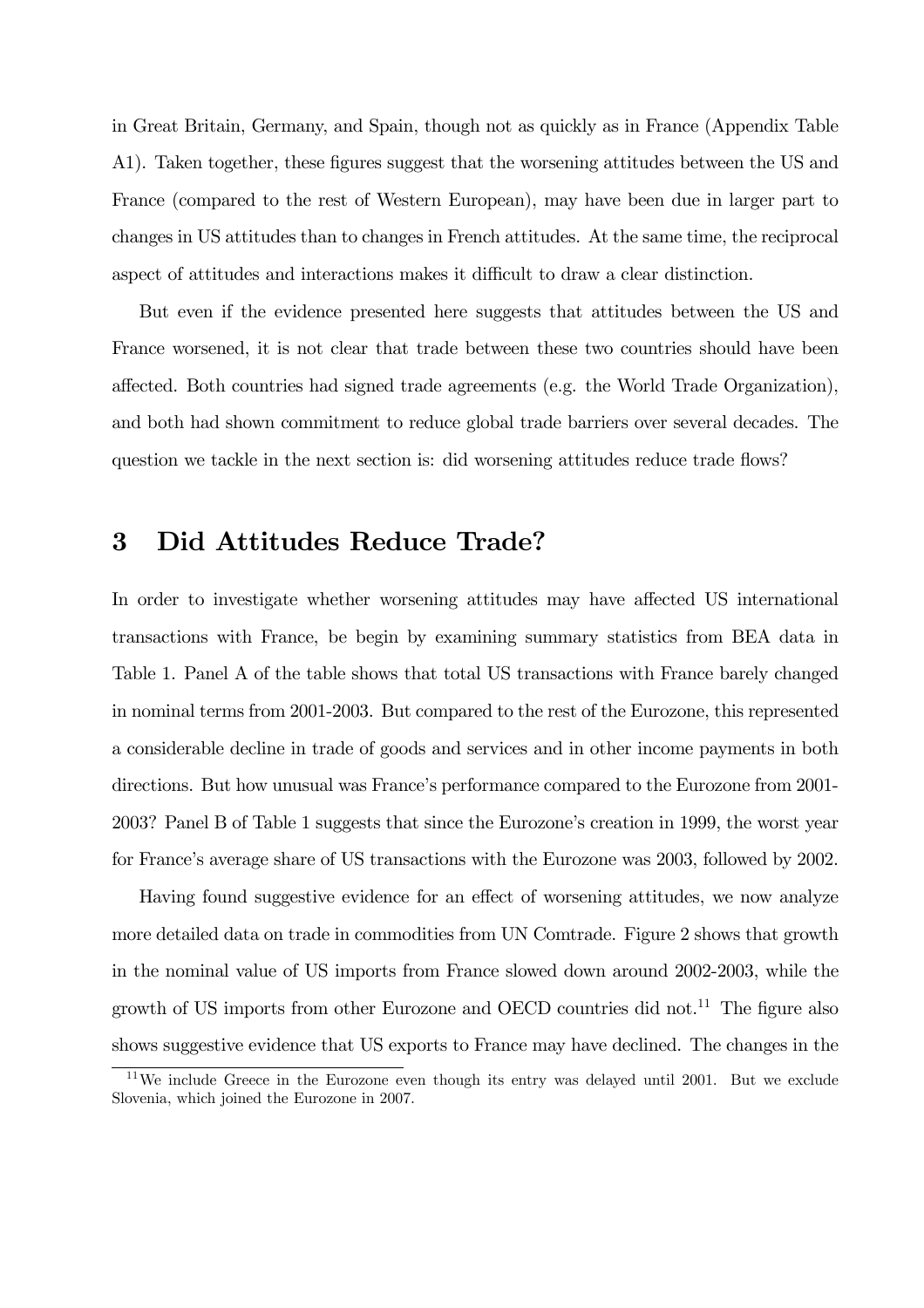in Great Britain, Germany, and Spain, though not as quickly as in France (Appendix Table A1). Taken together, these figures suggest that the worsening attitudes between the US and France (compared to the rest of Western European), may have been due in larger part to changes in US attitudes than to changes in French attitudes. At the same time, the reciprocal aspect of attitudes and interactions makes it difficult to draw a clear distinction.

But even if the evidence presented here suggests that attitudes between the US and France worsened, it is not clear that trade between these two countries should have been affected. Both countries had signed trade agreements (e.g. the World Trade Organization), and both had shown commitment to reduce global trade barriers over several decades. The question we tackle in the next section is: did worsening attitudes reduce trade flows?

# 3 Did Attitudes Reduce Trade?

In order to investigate whether worsening attitudes may have affected US international transactions with France, be begin by examining summary statistics from BEA data in Table 1. Panel A of the table shows that total US transactions with France barely changed in nominal terms from 2001-2003. But compared to the rest of the Eurozone, this represented a considerable decline in trade of goods and services and in other income payments in both directions. But how unusual was France's performance compared to the Eurozone from 2001-2003? Panel B of Table 1 suggests that since the Eurozone's creation in 1999, the worst year for France's average share of US transactions with the Eurozone was 2003, followed by 2002.

Having found suggestive evidence for an effect of worsening attitudes, we now analyze more detailed data on trade in commodities from UN Comtrade. Figure 2 shows that growth in the nominal value of US imports from France slowed down around 2002-2003, while the growth of US imports from other Eurozone and OECD countries did not.[11] The figure also shows suggestive evidence that US exports to France may have declined. The changes in the

[11] We include Greece in the Eurozone even though its entry was delayed until 2001. But we exclude Slovenia, which joined the Eurozone in 2007.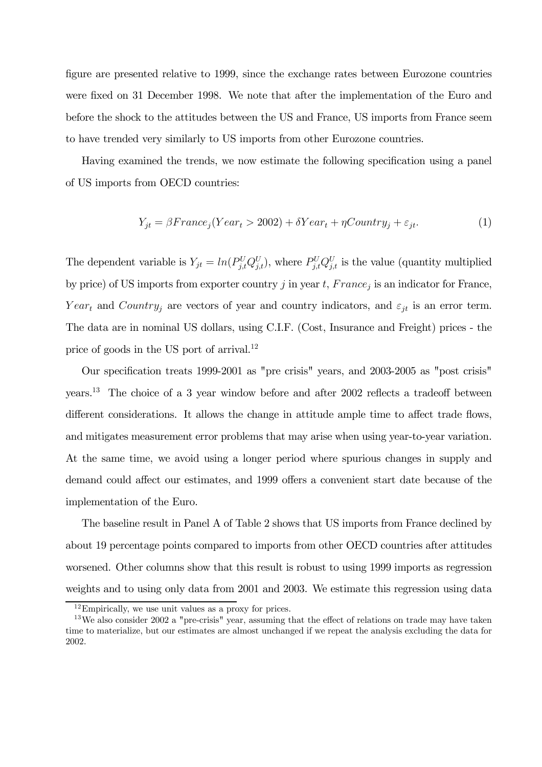figure are presented relative to 1999, since the exchange rates between Eurozone countries were fixed on 31 December 1998. We note that after the implementation of the Euro and before the shock to the attitudes between the US and France, US imports from France seem to have trended very similarly to US imports from other Eurozone countries.

Having examined the trends, we now estimate the following specification using a panel of US imports from OECD countries:

$$Y_{jt} = \beta France_j(Year_t > 2002) + \delta Year_t + \eta Country_j + \varepsilon_{jt}. \tag{1}$$

The dependent variable is $Y_{jt} = ln(P^U_{j,t}Q^U_{j,t})$, where $P^U_{j,t}Q^U_{j,t}$ is the value (quantity multiplied by price) of US imports from exporter country $j$ in year $t$, $France_j$ is an indicator for France, $Year_t$ and $Country_j$ are vectors of year and country indicators, and $\varepsilon_{jt}$ is an error term. The data are in nominal US dollars, using C.I.F. (Cost, Insurance and Freight) prices - the price of goods in the US port of arrival.[12]

Our specification treats 1999-2001 as "pre crisis" years, and 2003-2005 as "post crisis" years.[13] The choice of a 3 year window before and after 2002 reflects a tradeoff between different considerations. It allows the change in attitude ample time to affect trade flows, and mitigates measurement error problems that may arise when using year-to-year variation. At the same time, we avoid using a longer period where spurious changes in supply and demand could affect our estimates, and 1999 offers a convenient start date because of the implementation of the Euro.

The baseline result in Panel A of Table 2 shows that US imports from France declined by about 19 percentage points compared to imports from other OECD countries after attitudes worsened. Other columns show that this result is robust to using 1999 imports as regression weights and to using only data from 2001 and 2003. We estimate this regression using data

[12] Empirically, we use unit values as a proxy for prices.

[13] We also consider 2002 a "pre-crisis" year, assuming that the effect of relations on trade may have taken time to materialize, but our estimates are almost unchanged if we repeat the analysis excluding the data for 2002.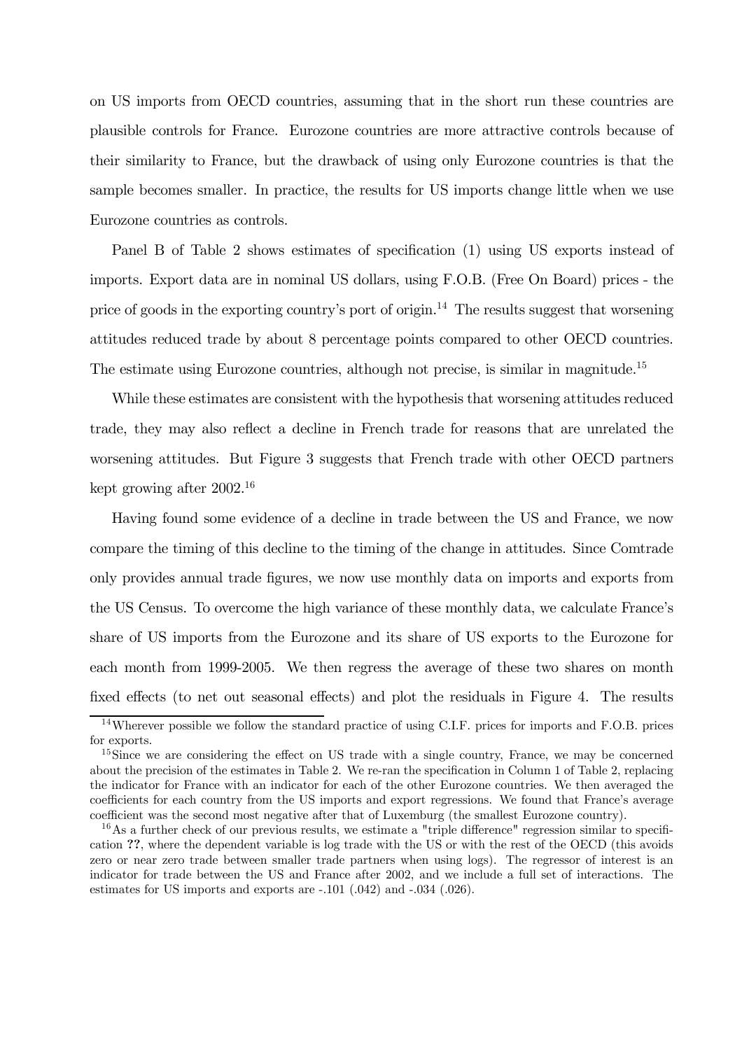on US imports from OECD countries, assuming that in the short run these countries are plausible controls for France. Eurozone countries are more attractive controls because of their similarity to France, but the drawback of using only Eurozone countries is that the sample becomes smaller. In practice, the results for US imports change little when we use Eurozone countries as controls.

Panel B of Table 2 shows estimates of specification (1) using US exports instead of imports. Export data are in nominal US dollars, using F.O.B. (Free On Board) prices - the price of goods in the exporting country's port of origin.[14] The results suggest that worsening attitudes reduced trade by about 8 percentage points compared to other OECD countries. The estimate using Eurozone countries, although not precise, is similar in magnitude.[15]

While these estimates are consistent with the hypothesis that worsening attitudes reduced trade, they may also reflect a decline in French trade for reasons that are unrelated the worsening attitudes. But Figure 3 suggests that French trade with other OECD partners kept growing after 2002.[16]

Having found some evidence of a decline in trade between the US and France, we now compare the timing of this decline to the timing of the change in attitudes. Since Comtrade only provides annual trade figures, we now use monthly data on imports and exports from the US Census. To overcome the high variance of these monthly data, we calculate France's share of US imports from the Eurozone and its share of US exports to the Eurozone for each month from 1999-2005. We then regress the average of these two shares on month fixed effects (to net out seasonal effects) and plot the residuals in Figure 4. The results

[14] Wherever possible we follow the standard practice of using C.I.F. prices for imports and F.O.B. prices for exports.

[15] Since we are considering the effect on US trade with a single country, France, we may be concerned about the precision of the estimates in Table 2. We re-ran the specification in Column 1 of Table 2, replacing the indicator for France with an indicator for each of the other Eurozone countries. We then averaged the coefficients for each country from the US imports and export regressions. We found that France's average coefficient was the second most negative after that of Luxemburg (the smallest Eurozone country).

[16] As a further check of our previous results, we estimate a "triple difference" regression similar to specification **??**, where the dependent variable is log trade with the US or with the rest of the OECD (this avoids zero or near zero trade between smaller trade partners when using logs). The regressor of interest is an indicator for trade between the US and France after 2002, and we include a full set of interactions. The estimates for US imports and exports are -.101 (.042) and -.034 (.026).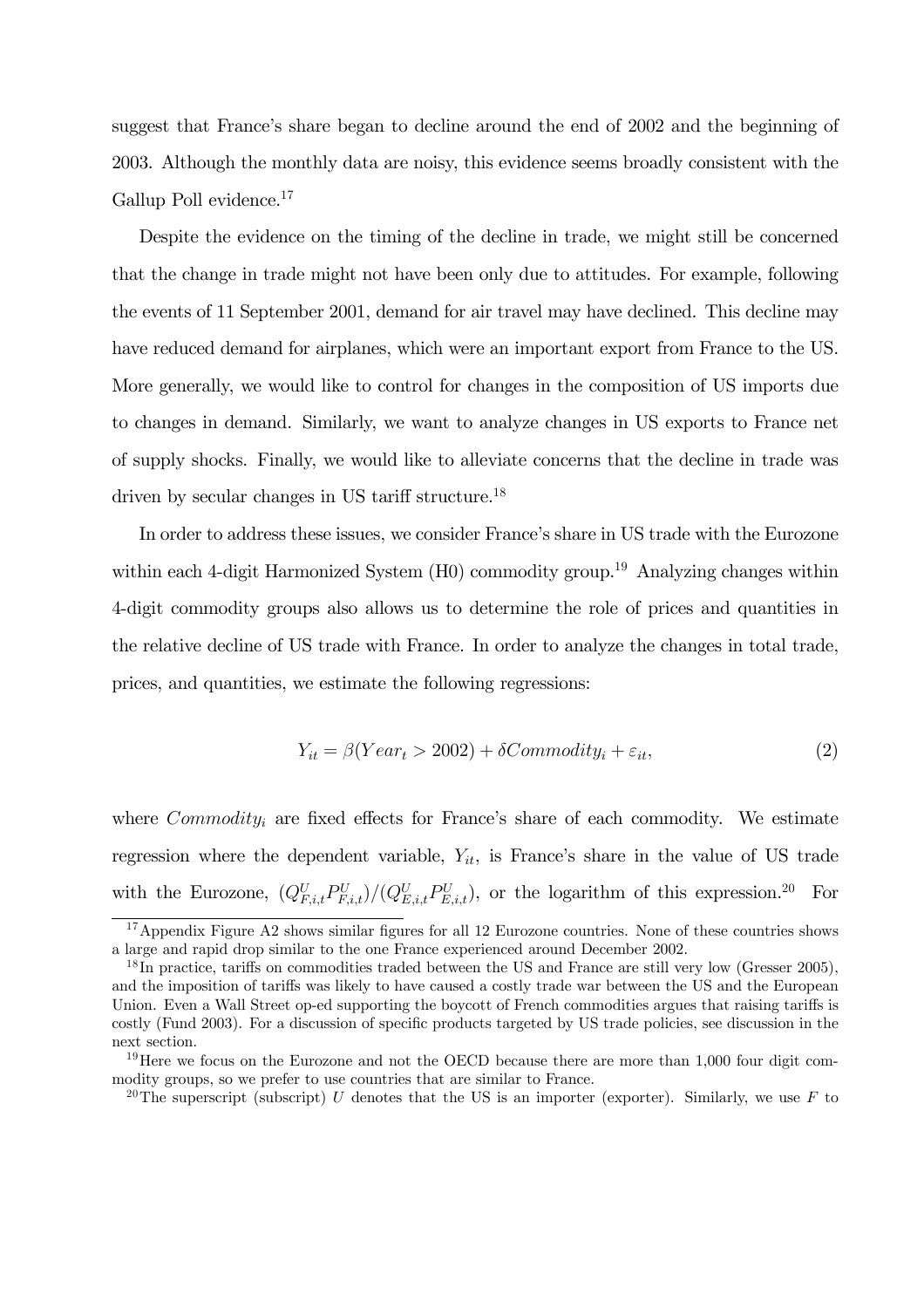suggest that France's share began to decline around the end of 2002 and the beginning of 2003. Although the monthly data are noisy, this evidence seems broadly consistent with the Gallup Poll evidence.[17]

Despite the evidence on the timing of the decline in trade, we might still be concerned that the change in trade might not have been only due to attitudes. For example, following the events of 11 September 2001, demand for air travel may have declined. This decline may have reduced demand for airplanes, which were an important export from France to the US. More generally, we would like to control for changes in the composition of US imports due to changes in demand. Similarly, we want to analyze changes in US exports to France net of supply shocks. Finally, we would like to alleviate concerns that the decline in trade was driven by secular changes in US tariff structure.[18]

In order to address these issues, we consider France's share in US trade with the Eurozone within each 4-digit Harmonized System (H0) commodity group.[19] Analyzing changes within 4-digit commodity groups also allows us to determine the role of prices and quantities in the relative decline of US trade with France. In order to analyze the changes in total trade, prices, and quantities, we estimate the following regressions:

$$Y_{it} = \beta(Year_t > 2002) + \delta Commodity_i + \varepsilon_{it}, \tag{2}$$

where $Commodity_i$ are fixed effects for France's share of each commodity. We estimate regression where the dependent variable, $Y_{it}$, is France's share in the value of US trade with the Eurozone, $(Q^U_{F,i,t}P^U_{F,i,t})/(Q^U_{E,i,t}P^U_{E,i,t})$, or the logarithm of this expression.[20] For

[17] Appendix Figure A2 shows similar figures for all 12 Eurozone countries. None of these countries shows a large and rapid drop similar to the one France experienced around December 2002.

[18] In practice, tariffs on commodities traded between the US and France are still very low (Gresser 2005), and the imposition of tariffs was likely to have caused a costly trade war between the US and the European Union. Even a Wall Street op-ed supporting the boycott of French commodities argues that raising tariffs is costly (Fund 2003). For a discussion of specific products targeted by US trade policies, see discussion in the next section.

[19] Here we focus on the Eurozone and not the OECD because there are more than 1,000 four digit commodity groups, so we prefer to use countries that are similar to France.

[20] The superscript (subscript) $U$ denotes that the US is an importer (exporter). Similarly, we use $F$ to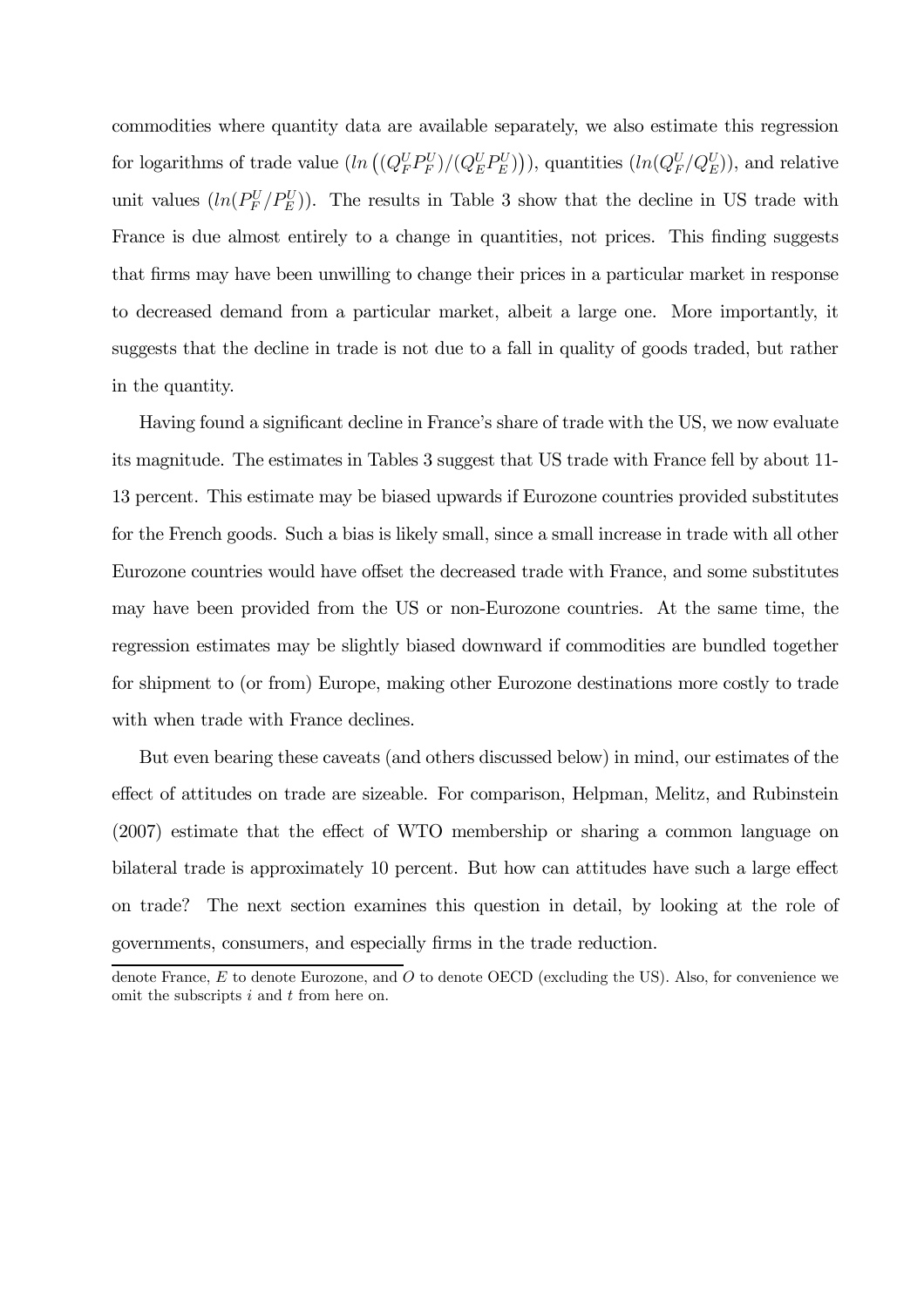commodities where quantity data are available separately, we also estimate this regression for logarithms of trade value ($ln\left((Q_F^U P_F^U)/(Q_E^U P_E^U)\right)$), quantities ($ln(Q_F^U/Q_E^U)$), and relative unit values ($ln(P_F^U/P_E^U)$). The results in Table 3 show that the decline in US trade with France is due almost entirely to a change in quantities, not prices. This finding suggests that firms may have been unwilling to change their prices in a particular market in response to decreased demand from a particular market, albeit a large one. More importantly, it suggests that the decline in trade is not due to a fall in quality of goods traded, but rather in the quantity.

Having found a significant decline in France's share of trade with the US, we now evaluate its magnitude. The estimates in Tables 3 suggest that US trade with France fell by about 11-13 percent. This estimate may be biased upwards if Eurozone countries provided substitutes for the French goods. Such a bias is likely small, since a small increase in trade with all other Eurozone countries would have offset the decreased trade with France, and some substitutes may have been provided from the US or non-Eurozone countries. At the same time, the regression estimates may be slightly biased downward if commodities are bundled together for shipment to (or from) Europe, making other Eurozone destinations more costly to trade with when trade with France declines.

But even bearing these caveats (and others discussed below) in mind, our estimates of the effect of attitudes on trade are sizeable. For comparison, Helpman, Melitz, and Rubinstein (2007) estimate that the effect of WTO membership or sharing a common language on bilateral trade is approximately 10 percent. But how can attitudes have such a large effect on trade? The next section examines this question in detail, by looking at the role of governments, consumers, and especially firms in the trade reduction.

denote France, $E$ to denote Eurozone, and $O$ to denote OECD (excluding the US). Also, for convenience we omit the subscripts $i$ and $t$ from here on.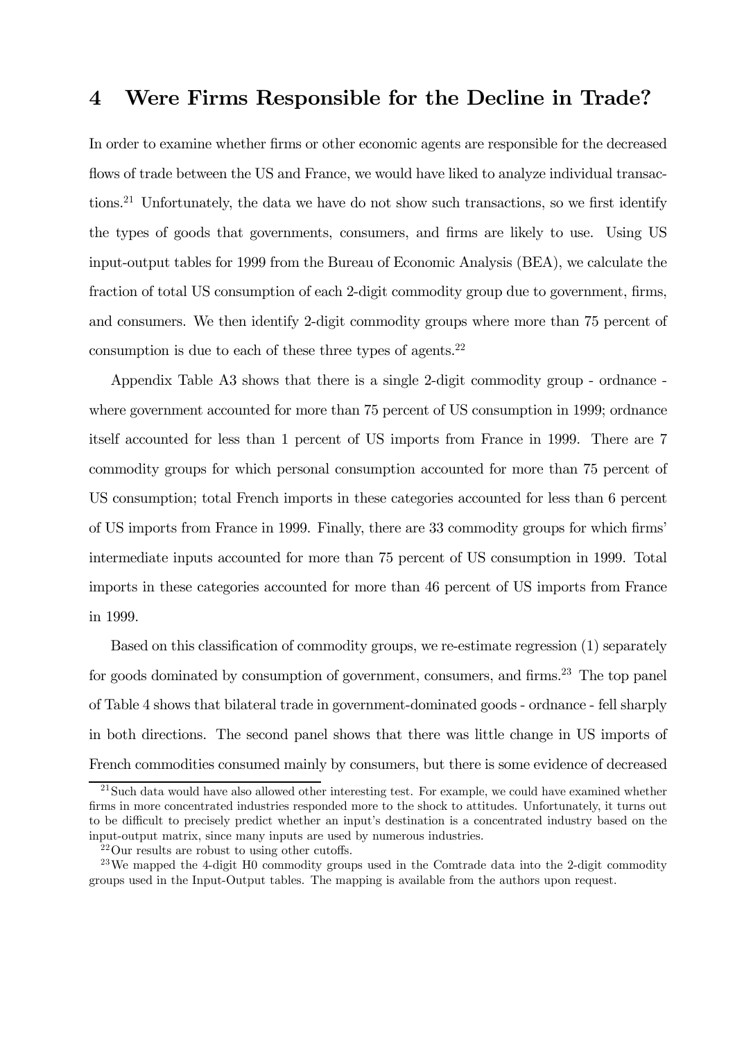# 4 Were Firms Responsible for the Decline in Trade?

In order to examine whether firms or other economic agents are responsible for the decreased flows of trade between the US and France, we would have liked to analyze individual transactions.[21] Unfortunately, the data we have do not show such transactions, so we first identify the types of goods that governments, consumers, and firms are likely to use. Using US input-output tables for 1999 from the Bureau of Economic Analysis (BEA), we calculate the fraction of total US consumption of each 2-digit commodity group due to government, firms, and consumers. We then identify 2-digit commodity groups where more than 75 percent of consumption is due to each of these three types of agents.[22]

Appendix Table A3 shows that there is a single 2-digit commodity group - ordnance - where government accounted for more than 75 percent of US consumption in 1999; ordnance itself accounted for less than 1 percent of US imports from France in 1999. There are 7 commodity groups for which personal consumption accounted for more than 75 percent of US consumption; total French imports in these categories accounted for less than 6 percent of US imports from France in 1999. Finally, there are 33 commodity groups for which firms' intermediate inputs accounted for more than 75 percent of US consumption in 1999. Total imports in these categories accounted for more than 46 percent of US imports from France in 1999.

Based on this classification of commodity groups, we re-estimate regression (1) separately for goods dominated by consumption of government, consumers, and firms.[23] The top panel of Table 4 shows that bilateral trade in government-dominated goods - ordnance - fell sharply in both directions. The second panel shows that there was little change in US imports of French commodities consumed mainly by consumers, but there is some evidence of decreased

[21] Such data would have also allowed other interesting test. For example, we could have examined whether firms in more concentrated industries responded more to the shock to attitudes. Unfortunately, it turns out to be difficult to precisely predict whether an input's destination is a concentrated industry based on the input-output matrix, since many inputs are used by numerous industries.

[22] Our results are robust to using other cutoffs.

[23] We mapped the 4-digit H0 commodity groups used in the Comtrade data into the 2-digit commodity groups used in the Input-Output tables. The mapping is available from the authors upon request.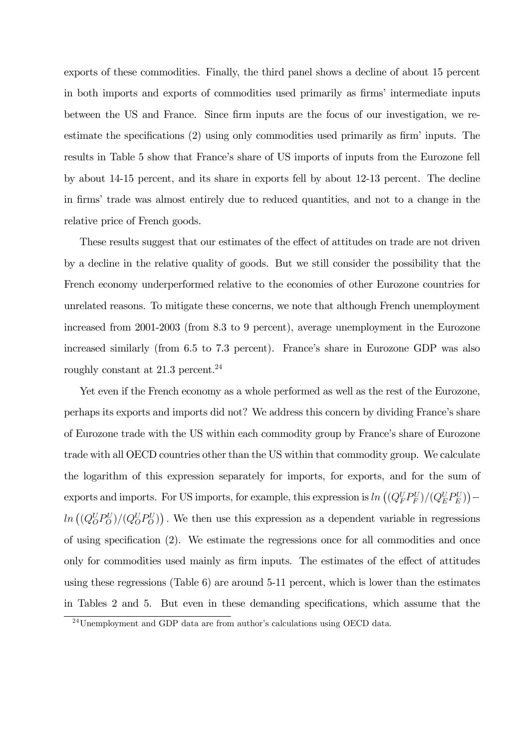exports of these commodities. Finally, the third panel shows a decline of about 15 percent in both imports and exports of commodities used primarily as firms' intermediate inputs between the US and France. Since firm inputs are the focus of our investigation, we re-estimate the specifications (2) using only commodities used primarily as firm' inputs. The results in Table 5 show that France's share of US imports of inputs from the Eurozone fell by about 14-15 percent, and its share in exports fell by about 12-13 percent. The decline in firms' trade was almost entirely due to reduced quantities, and not to a change in the relative price of French goods.

These results suggest that our estimates of the effect of attitudes on trade are not driven by a decline in the relative quality of goods. But we still consider the possibility that the French economy underperformed relative to the economies of other Eurozone countries for unrelated reasons. To mitigate these concerns, we note that although French unemployment increased from 2001-2003 (from 8.3 to 9 percent), average unemployment in the Eurozone increased similarly (from 6.5 to 7.3 percent). France's share in Eurozone GDP was also roughly constant at 21.3 percent.[24]

Yet even if the French economy as a whole performed as well as the rest of the Eurozone, perhaps its exports and imports did not? We address this concern by dividing France's share of Eurozone trade with the US within each commodity group by France's share of Eurozone trade with all OECD countries other than the US within that commodity group. We calculate the logarithm of this expression separately for imports, for exports, and for the sum of exports and imports. For US imports, for example, this expression is $ln\left((Q_F^U P_F^U)/(Q_E^U P_E^U)\right) - ln\left((Q_O^U P_O^U)/(Q_O^U P_O^U)\right)$. We then use this expression as a dependent variable in regressions of using specification (2). We estimate the regressions once for all commodities and once only for commodities used mainly as firm inputs. The estimates of the effect of attitudes using these regressions (Table 6) are around 5-11 percent, which is lower than the estimates in Tables 2 and 5. But even in these demanding specifications, which assume that the

[24] Unemployment and GDP data are from author's calculations using OECD data.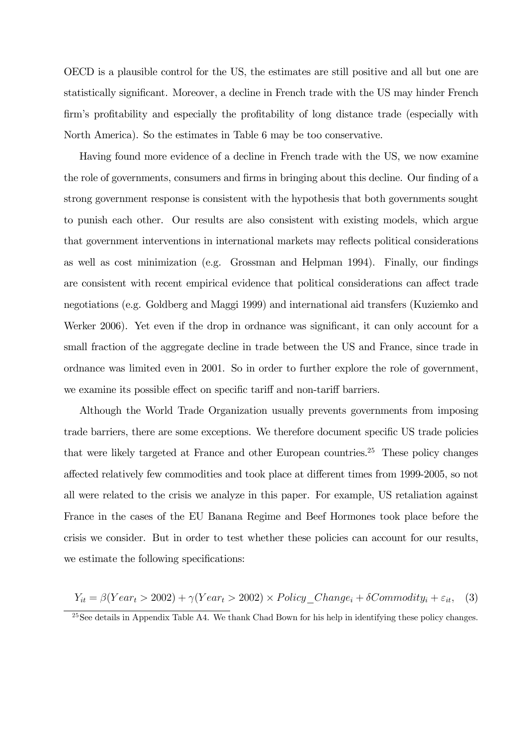OECD is a plausible control for the US, the estimates are still positive and all but one are statistically significant. Moreover, a decline in French trade with the US may hinder French firm's profitability and especially the profitability of long distance trade (especially with North America). So the estimates in Table 6 may be too conservative.

Having found more evidence of a decline in French trade with the US, we now examine the role of governments, consumers and firms in bringing about this decline. Our finding of a strong government response is consistent with the hypothesis that both governments sought to punish each other. Our results are also consistent with existing models, which argue that government interventions in international markets may reflects political considerations as well as cost minimization (e.g. Grossman and Helpman 1994). Finally, our findings are consistent with recent empirical evidence that political considerations can affect trade negotiations (e.g. Goldberg and Maggi 1999) and international aid transfers (Kuziemko and Werker 2006). Yet even if the drop in ordnance was significant, it can only account for a small fraction of the aggregate decline in trade between the US and France, since trade in ordnance was limited even in 2001. So in order to further explore the role of government, we examine its possible effect on specific tariff and non-tariff barriers.

Although the World Trade Organization usually prevents governments from imposing trade barriers, there are some exceptions. We therefore document specific US trade policies that were likely targeted at France and other European countries.[25] These policy changes affected relatively few commodities and took place at different times from 1999-2005, so not all were related to the crisis we analyze in this paper. For example, US retaliation against France in the cases of the EU Banana Regime and Beef Hormones took place before the crisis we consider. But in order to test whether these policies can account for our results, we estimate the following specifications:

$$Y_{it} = \beta(Year_t > 2002) + \gamma(Year_t > 2002) \times Policy\_Change_i + \delta Commodity_i + \varepsilon_{it}, \quad (3)$$

[25] See details in Appendix Table A4. We thank Chad Bown for his help in identifying these policy changes.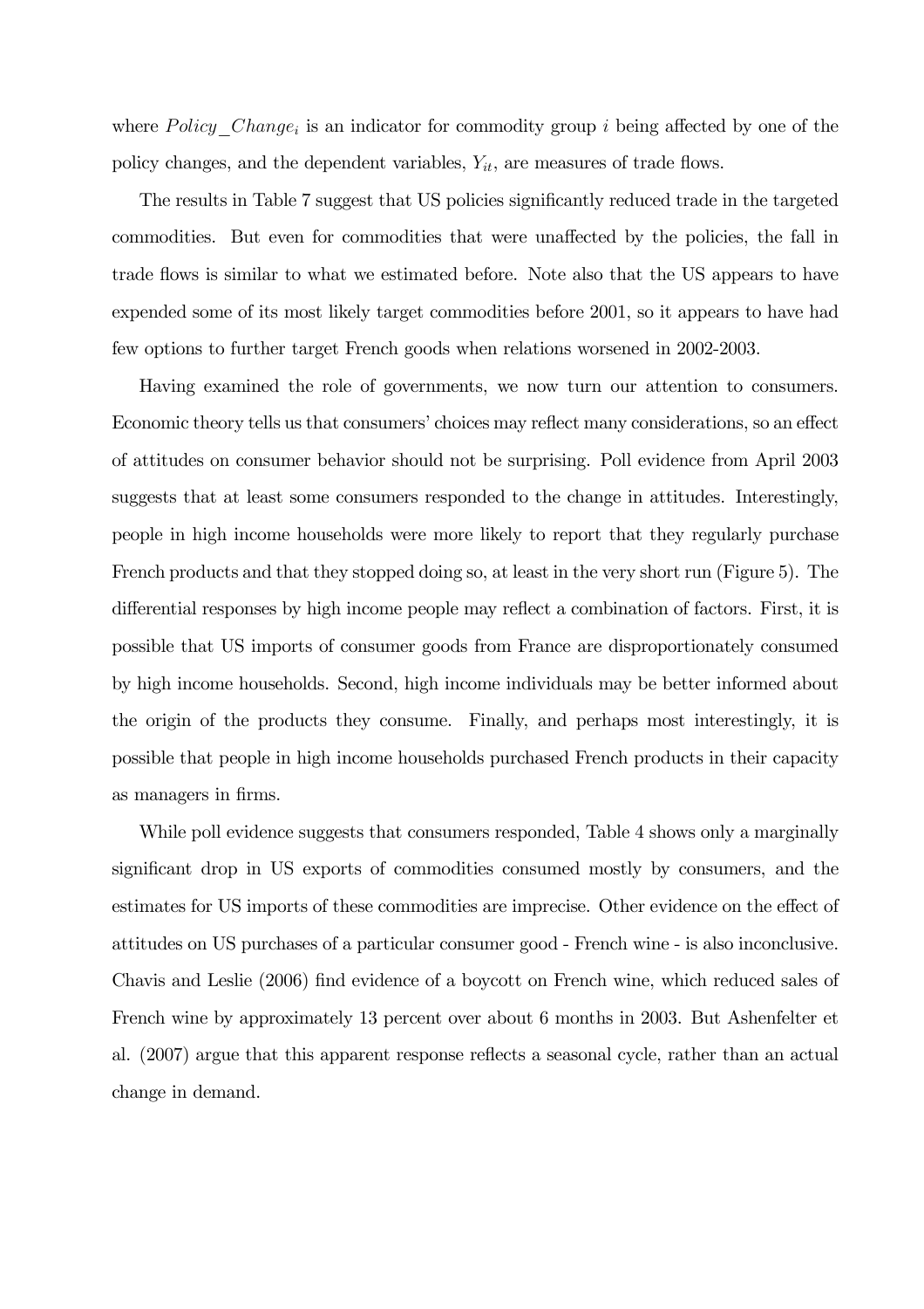where $Policy\_Change_i$ is an indicator for commodity group $i$ being affected by one of the policy changes, and the dependent variables, $Y_{it}$, are measures of trade flows.

The results in Table 7 suggest that US policies significantly reduced trade in the targeted commodities. But even for commodities that were unaffected by the policies, the fall in trade flows is similar to what we estimated before. Note also that the US appears to have expended some of its most likely target commodities before 2001, so it appears to have had few options to further target French goods when relations worsened in 2002-2003.

Having examined the role of governments, we now turn our attention to consumers. Economic theory tells us that consumers' choices may reflect many considerations, so an effect of attitudes on consumer behavior should not be surprising. Poll evidence from April 2003 suggests that at least some consumers responded to the change in attitudes. Interestingly, people in high income households were more likely to report that they regularly purchase French products and that they stopped doing so, at least in the very short run (Figure 5). The differential responses by high income people may reflect a combination of factors. First, it is possible that US imports of consumer goods from France are disproportionately consumed by high income households. Second, high income individuals may be better informed about the origin of the products they consume. Finally, and perhaps most interestingly, it is possible that people in high income households purchased French products in their capacity as managers in firms.

While poll evidence suggests that consumers responded, Table 4 shows only a marginally significant drop in US exports of commodities consumed mostly by consumers, and the estimates for US imports of these commodities are imprecise. Other evidence on the effect of attitudes on US purchases of a particular consumer good - French wine - is also inconclusive. Chavis and Leslie (2006) find evidence of a boycott on French wine, which reduced sales of French wine by approximately 13 percent over about 6 months in 2003. But Ashenfelter et al. (2007) argue that this apparent response reflects a seasonal cycle, rather than an actual change in demand.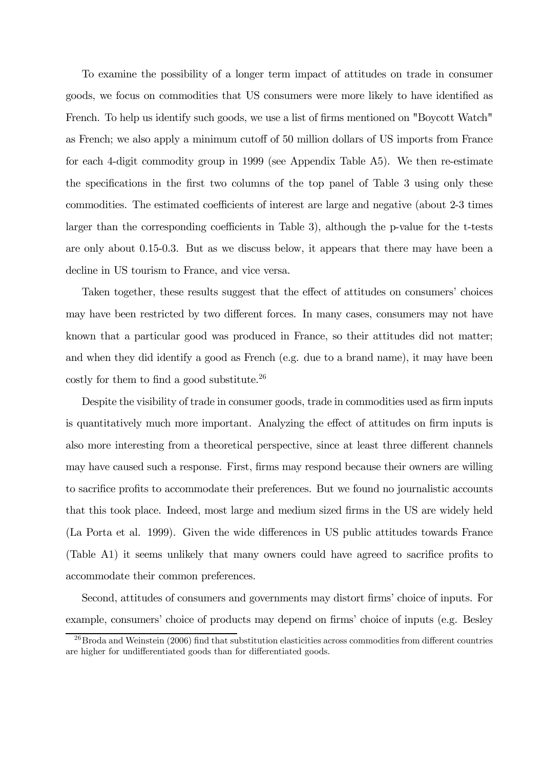To examine the possibility of a longer term impact of attitudes on trade in consumer goods, we focus on commodities that US consumers were more likely to have identified as French. To help us identify such goods, we use a list of firms mentioned on "Boycott Watch" as French; we also apply a minimum cutoff of 50 million dollars of US imports from France for each 4-digit commodity group in 1999 (see Appendix Table A5). We then re-estimate the specifications in the first two columns of the top panel of Table 3 using only these commodities. The estimated coefficients of interest are large and negative (about 2-3 times larger than the corresponding coefficients in Table 3), although the p-value for the t-tests are only about 0.15-0.3. But as we discuss below, it appears that there may have been a decline in US tourism to France, and vice versa.

Taken together, these results suggest that the effect of attitudes on consumers' choices may have been restricted by two different forces. In many cases, consumers may not have known that a particular good was produced in France, so their attitudes did not matter; and when they did identify a good as French (e.g. due to a brand name), it may have been costly for them to find a good substitute.[26]

Despite the visibility of trade in consumer goods, trade in commodities used as firm inputs is quantitatively much more important. Analyzing the effect of attitudes on firm inputs is also more interesting from a theoretical perspective, since at least three different channels may have caused such a response. First, firms may respond because their owners are willing to sacrifice profits to accommodate their preferences. But we found no journalistic accounts that this took place. Indeed, most large and medium sized firms in the US are widely held (La Porta et al. 1999). Given the wide differences in US public attitudes towards France (Table A1) it seems unlikely that many owners could have agreed to sacrifice profits to accommodate their common preferences.

Second, attitudes of consumers and governments may distort firms' choice of inputs. For example, consumers' choice of products may depend on firms' choice of inputs (e.g. Besley

[26] Broda and Weinstein (2006) find that substitution elasticities across commodities from different countries are higher for undifferentiated goods than for differentiated goods.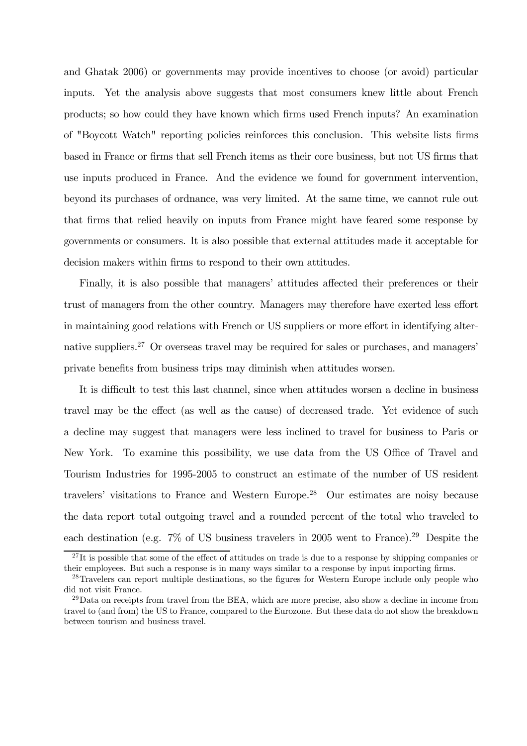and Ghatak 2006) or governments may provide incentives to choose (or avoid) particular inputs. Yet the analysis above suggests that most consumers knew little about French products; so how could they have known which firms used French inputs? An examination of "Boycott Watch" reporting policies reinforces this conclusion. This website lists firms based in France or firms that sell French items as their core business, but not US firms that use inputs produced in France. And the evidence we found for government intervention, beyond its purchases of ordnance, was very limited. At the same time, we cannot rule out that firms that relied heavily on inputs from France might have feared some response by governments or consumers. It is also possible that external attitudes made it acceptable for decision makers within firms to respond to their own attitudes.

Finally, it is also possible that managers' attitudes affected their preferences or their trust of managers from the other country. Managers may therefore have exerted less effort in maintaining good relations with French or US suppliers or more effort in identifying alternative suppliers.[27] Or overseas travel may be required for sales or purchases, and managers' private benefits from business trips may diminish when attitudes worsen.

It is difficult to test this last channel, since when attitudes worsen a decline in business travel may be the effect (as well as the cause) of decreased trade. Yet evidence of such a decline may suggest that managers were less inclined to travel for business to Paris or New York. To examine this possibility, we use data from the US Office of Travel and Tourism Industries for 1995-2005 to construct an estimate of the number of US resident travelers' visitations to France and Western Europe.[28] Our estimates are noisy because the data report total outgoing travel and a rounded percent of the total who traveled to each destination (e.g. 7% of US business travelers in 2005 went to France).[29] Despite the

[27] It is possible that some of the effect of attitudes on trade is due to a response by shipping companies or their employees. But such a response is in many ways similar to a response by input importing firms.

[28] Travelers can report multiple destinations, so the figures for Western Europe include only people who did not visit France.

[29] Data on receipts from travel from the BEA, which are more precise, also show a decline in income from travel to (and from) the US to France, compared to the Eurozone. But these data do not show the breakdown between tourism and business travel.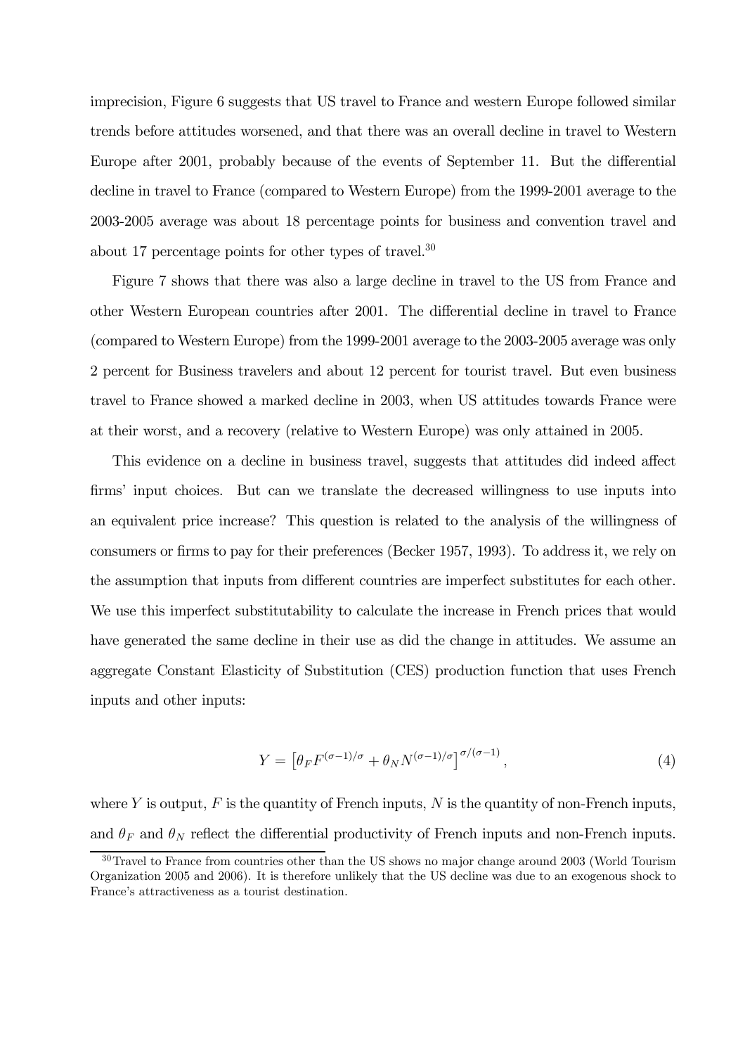imprecision, Figure 6 suggests that US travel to France and western Europe followed similar trends before attitudes worsened, and that there was an overall decline in travel to Western Europe after 2001, probably because of the events of September 11. But the differential decline in travel to France (compared to Western Europe) from the 1999-2001 average to the 2003-2005 average was about 18 percentage points for business and convention travel and about 17 percentage points for other types of travel.[30]

Figure 7 shows that there was also a large decline in travel to the US from France and other Western European countries after 2001. The differential decline in travel to France (compared to Western Europe) from the 1999-2001 average to the 2003-2005 average was only 2 percent for Business travelers and about 12 percent for tourist travel. But even business travel to France showed a marked decline in 2003, when US attitudes towards France were at their worst, and a recovery (relative to Western Europe) was only attained in 2005.

This evidence on a decline in business travel, suggests that attitudes did indeed affect firms' input choices. But can we translate the decreased willingness to use inputs into an equivalent price increase? This question is related to the analysis of the willingness of consumers or firms to pay for their preferences (Becker 1957, 1993). To address it, we rely on the assumption that inputs from different countries are imperfect substitutes for each other. We use this imperfect substitutability to calculate the increase in French prices that would have generated the same decline in their use as did the change in attitudes. We assume an aggregate Constant Elasticity of Substitution (CES) production function that uses French inputs and other inputs:

$$Y = \left[\theta_F F^{(\sigma-1)/\sigma} + \theta_N N^{(\sigma-1)/\sigma}\right]^{\sigma/(\sigma-1)}, \tag{4}$$

where $Y$ is output, $F$ is the quantity of French inputs, $N$ is the quantity of non-French inputs, and $\theta_F$ and $\theta_N$ reflect the differential productivity of French inputs and non-French inputs.

[30] Travel to France from countries other than the US shows no major change around 2003 (World Tourism Organization 2005 and 2006). It is therefore unlikely that the US decline was due to an exogenous shock to France's attractiveness as a tourist destination.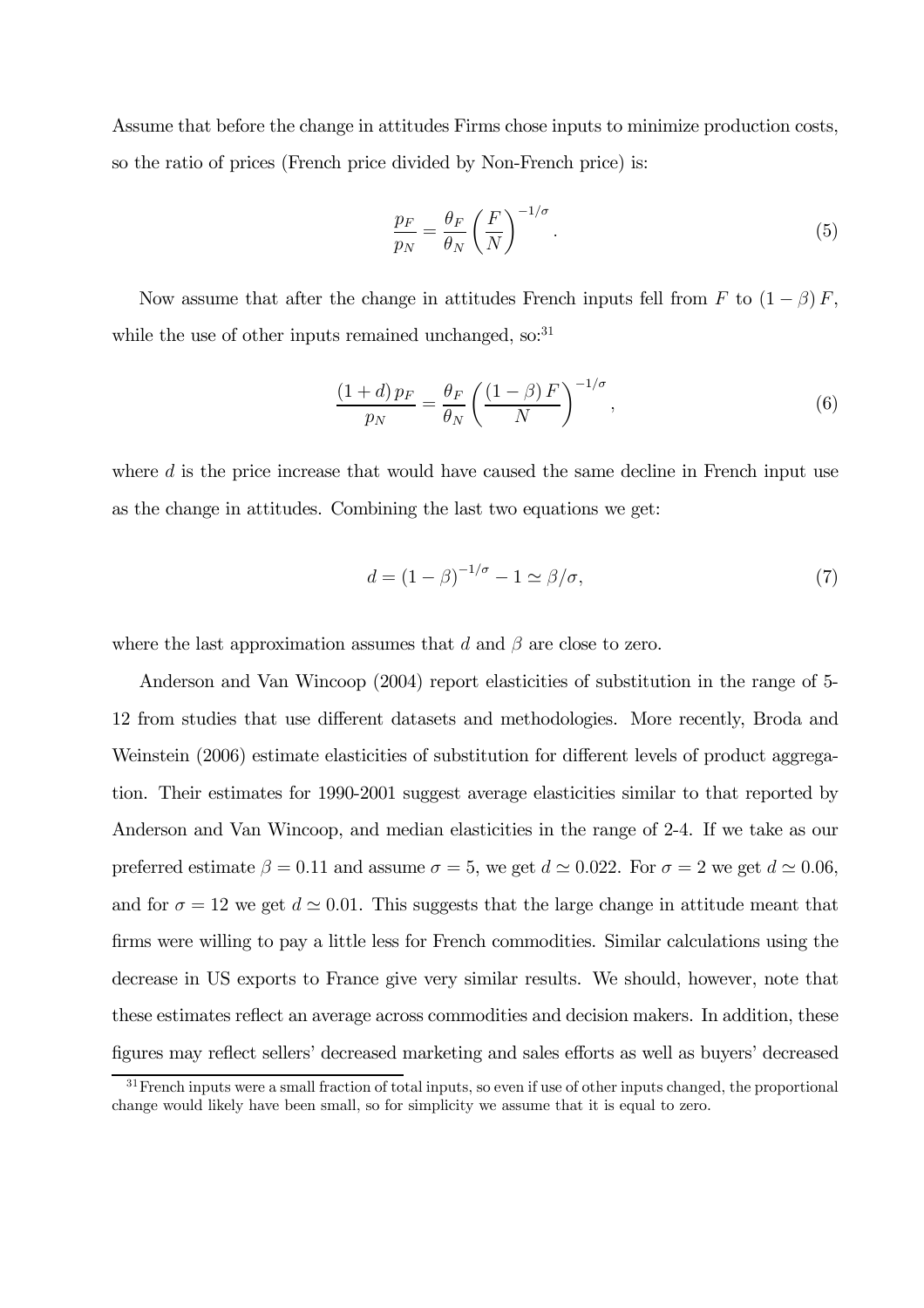Assume that before the change in attitudes Firms chose inputs to minimize production costs, so the ratio of prices (French price divided by Non-French price) is:

$$\frac{p_F}{p_N} = \frac{\theta_F}{\theta_N}\left(\frac{F}{N}\right)^{-1/\sigma}. \tag{5}$$

Now assume that after the change in attitudes French inputs fell from $F$ to $(1-\beta)F$, while the use of other inputs remained unchanged, so:[31]

$$\frac{(1+d)\,p_F}{p_N} = \frac{\theta_F}{\theta_N}\left(\frac{(1-\beta)\,F}{N}\right)^{-1/\sigma}, \tag{6}$$

where $d$ is the price increase that would have caused the same decline in French input use as the change in attitudes. Combining the last two equations we get:

$$d = (1-\beta)^{-1/\sigma} - 1 \simeq \beta/\sigma, \tag{7}$$

where the last approximation assumes that $d$ and $\beta$ are close to zero.

Anderson and Van Wincoop (2004) report elasticities of substitution in the range of 5-12 from studies that use different datasets and methodologies. More recently, Broda and Weinstein (2006) estimate elasticities of substitution for different levels of product aggregation. Their estimates for 1990-2001 suggest average elasticities similar to that reported by Anderson and Van Wincoop, and median elasticities in the range of 2-4. If we take as our preferred estimate $\beta = 0.11$ and assume $\sigma = 5$, we get $d \simeq 0.022$. For $\sigma = 2$ we get $d \simeq 0.06$, and for $\sigma = 12$ we get $d \simeq 0.01$. This suggests that the large change in attitude meant that firms were willing to pay a little less for French commodities. Similar calculations using the decrease in US exports to France give very similar results. We should, however, note that these estimates reflect an average across commodities and decision makers. In addition, these figures may reflect sellers' decreased marketing and sales efforts as well as buyers' decreased

[31] French inputs were a small fraction of total inputs, so even if use of other inputs changed, the proportional change would likely have been small, so for simplicity we assume that it is equal to zero.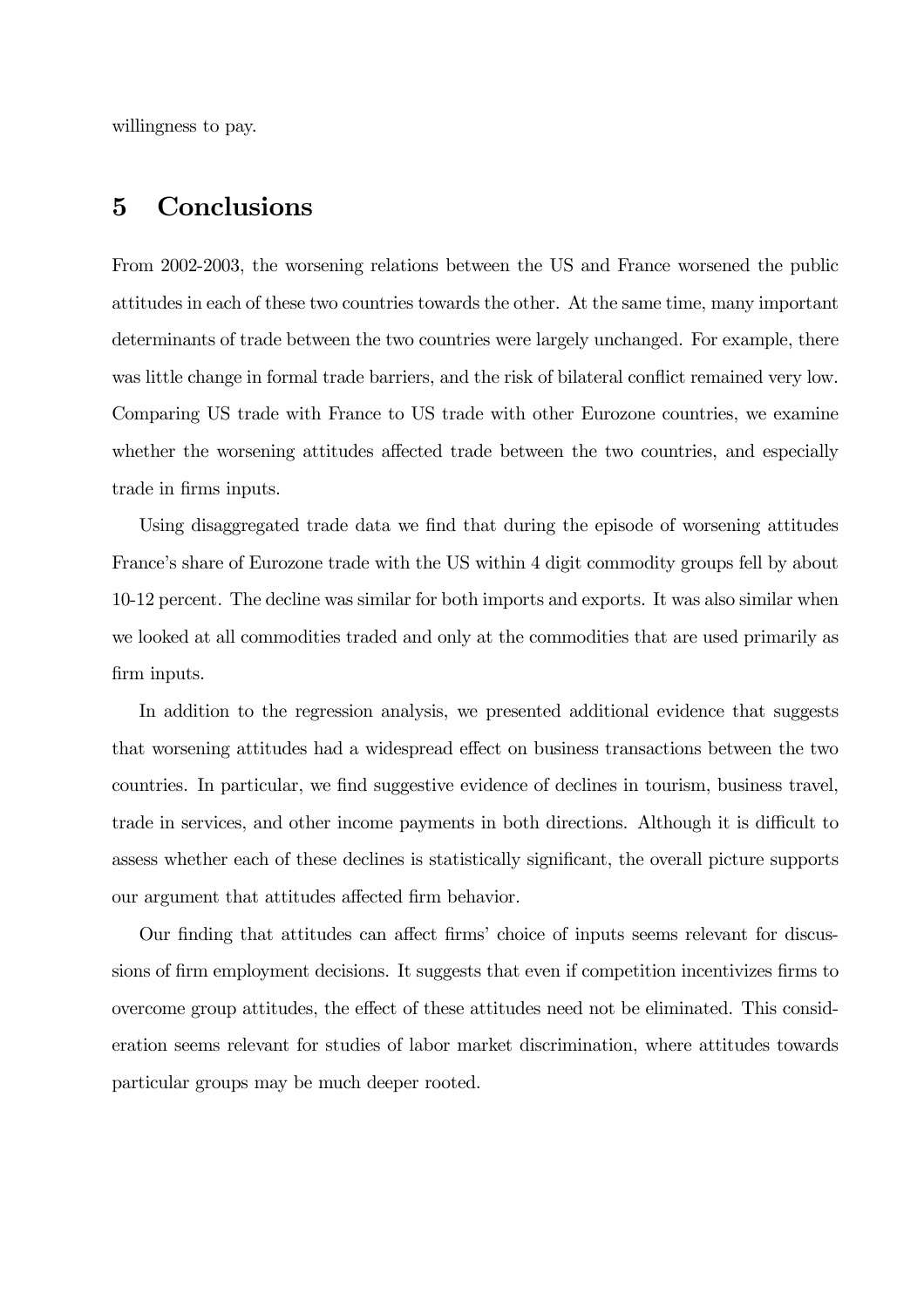willingness to pay.

## 5 Conclusions

From 2002-2003, the worsening relations between the US and France worsened the public attitudes in each of these two countries towards the other. At the same time, many important determinants of trade between the two countries were largely unchanged. For example, there was little change in formal trade barriers, and the risk of bilateral conflict remained very low. Comparing US trade with France to US trade with other Eurozone countries, we examine whether the worsening attitudes affected trade between the two countries, and especially trade in firms inputs.

Using disaggregated trade data we find that during the episode of worsening attitudes France's share of Eurozone trade with the US within 4 digit commodity groups fell by about 10-12 percent. The decline was similar for both imports and exports. It was also similar when we looked at all commodities traded and only at the commodities that are used primarily as firm inputs.

In addition to the regression analysis, we presented additional evidence that suggests that worsening attitudes had a widespread effect on business transactions between the two countries. In particular, we find suggestive evidence of declines in tourism, business travel, trade in services, and other income payments in both directions. Although it is difficult to assess whether each of these declines is statistically significant, the overall picture supports our argument that attitudes affected firm behavior.

Our finding that attitudes can affect firms' choice of inputs seems relevant for discussions of firm employment decisions. It suggests that even if competition incentivizes firms to overcome group attitudes, the effect of these attitudes need not be eliminated. This consideration seems relevant for studies of labor market discrimination, where attitudes towards particular groups may be much deeper rooted.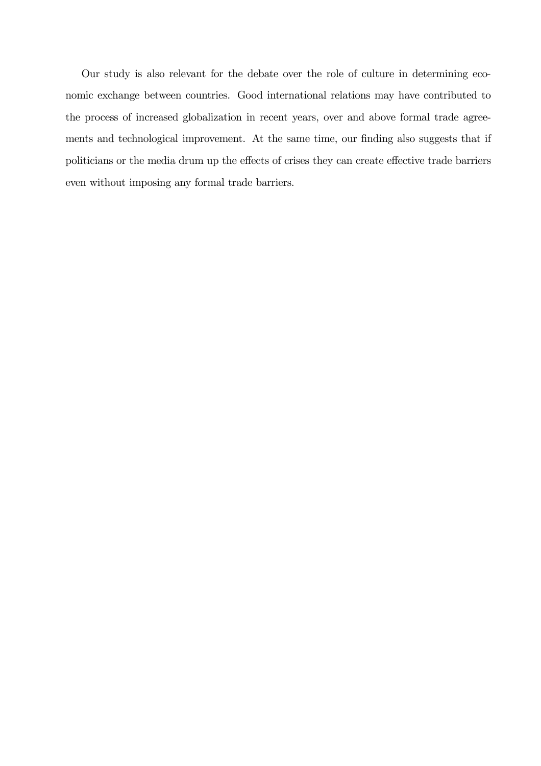Our study is also relevant for the debate over the role of culture in determining economic exchange between countries. Good international relations may have contributed to the process of increased globalization in recent years, over and above formal trade agreements and technological improvement. At the same time, our finding also suggests that if politicians or the media drum up the effects of crises they can create effective trade barriers even without imposing any formal trade barriers.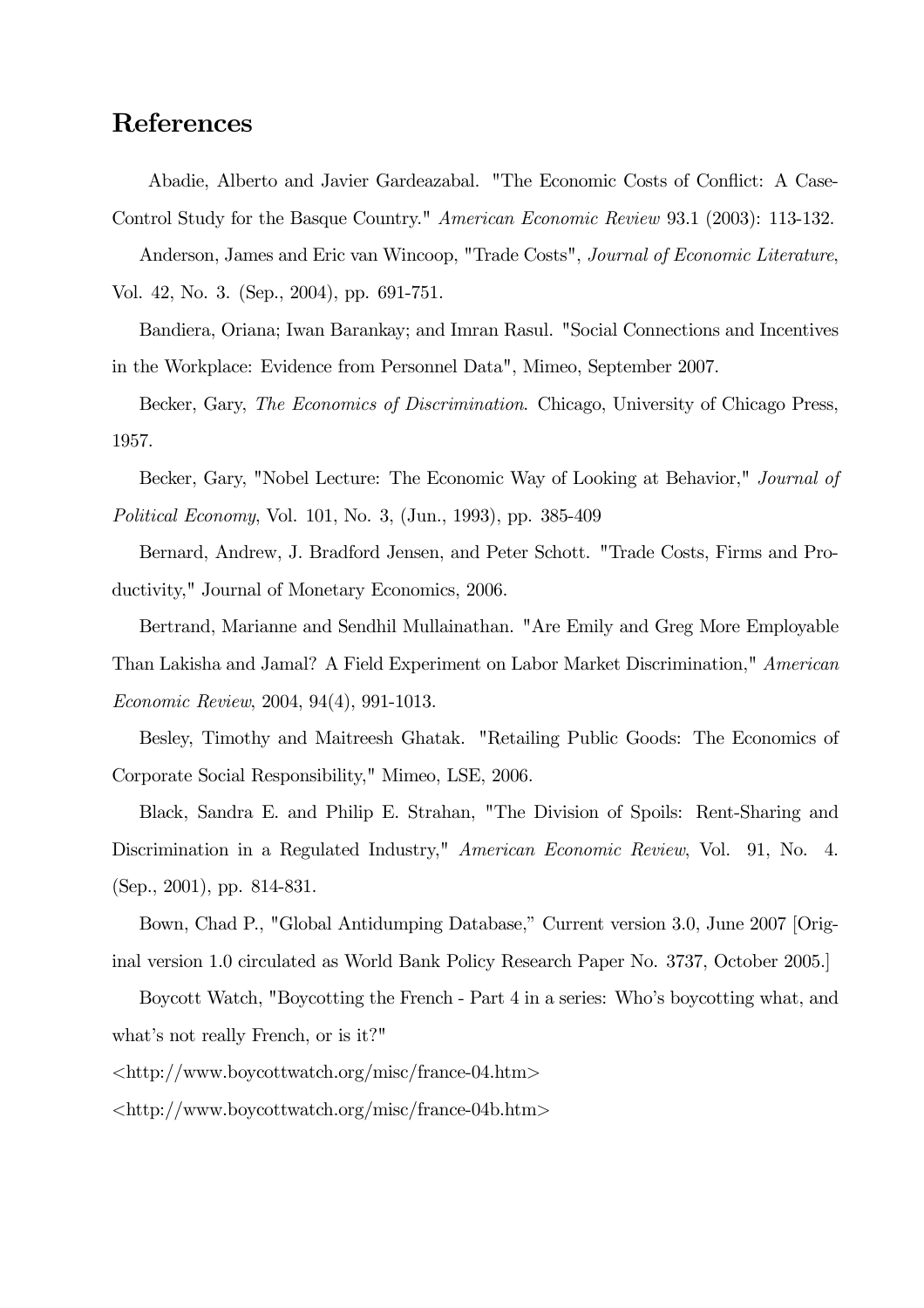## References

Abadie, Alberto and Javier Gardeazabal. "The Economic Costs of Conflict: A Case-Control Study for the Basque Country." *American Economic Review* 93.1 (2003): 113-132.

Anderson, James and Eric van Wincoop, "Trade Costs", *Journal of Economic Literature*, Vol. 42, No. 3. (Sep., 2004), pp. 691-751.

Bandiera, Oriana; Iwan Barankay; and Imran Rasul. "Social Connections and Incentives in the Workplace: Evidence from Personnel Data", Mimeo, September 2007.

Becker, Gary, *The Economics of Discrimination*. Chicago, University of Chicago Press, 1957.

Becker, Gary, "Nobel Lecture: The Economic Way of Looking at Behavior," *Journal of Political Economy*, Vol. 101, No. 3, (Jun., 1993), pp. 385-409

Bernard, Andrew, J. Bradford Jensen, and Peter Schott. "Trade Costs, Firms and Productivity," Journal of Monetary Economics, 2006.

Bertrand, Marianne and Sendhil Mullainathan. "Are Emily and Greg More Employable Than Lakisha and Jamal? A Field Experiment on Labor Market Discrimination," *American Economic Review*, 2004, 94(4), 991-1013.

Besley, Timothy and Maitreesh Ghatak. "Retailing Public Goods: The Economics of Corporate Social Responsibility," Mimeo, LSE, 2006.

Black, Sandra E. and Philip E. Strahan, "The Division of Spoils: Rent-Sharing and Discrimination in a Regulated Industry," *American Economic Review*, Vol. 91, No. 4. (Sep., 2001), pp. 814-831.

Bown, Chad P., "Global Antidumping Database," Current version 3.0, June 2007 [Original version 1.0 circulated as World Bank Policy Research Paper No. 3737, October 2005.]

Boycott Watch, "Boycotting the French - Part 4 in a series: Who's boycotting what, and what's not really French, or is it?"

<http://www.boycottwatch.org/misc/france-04.htm>

<http://www.boycottwatch.org/misc/france-04b.htm>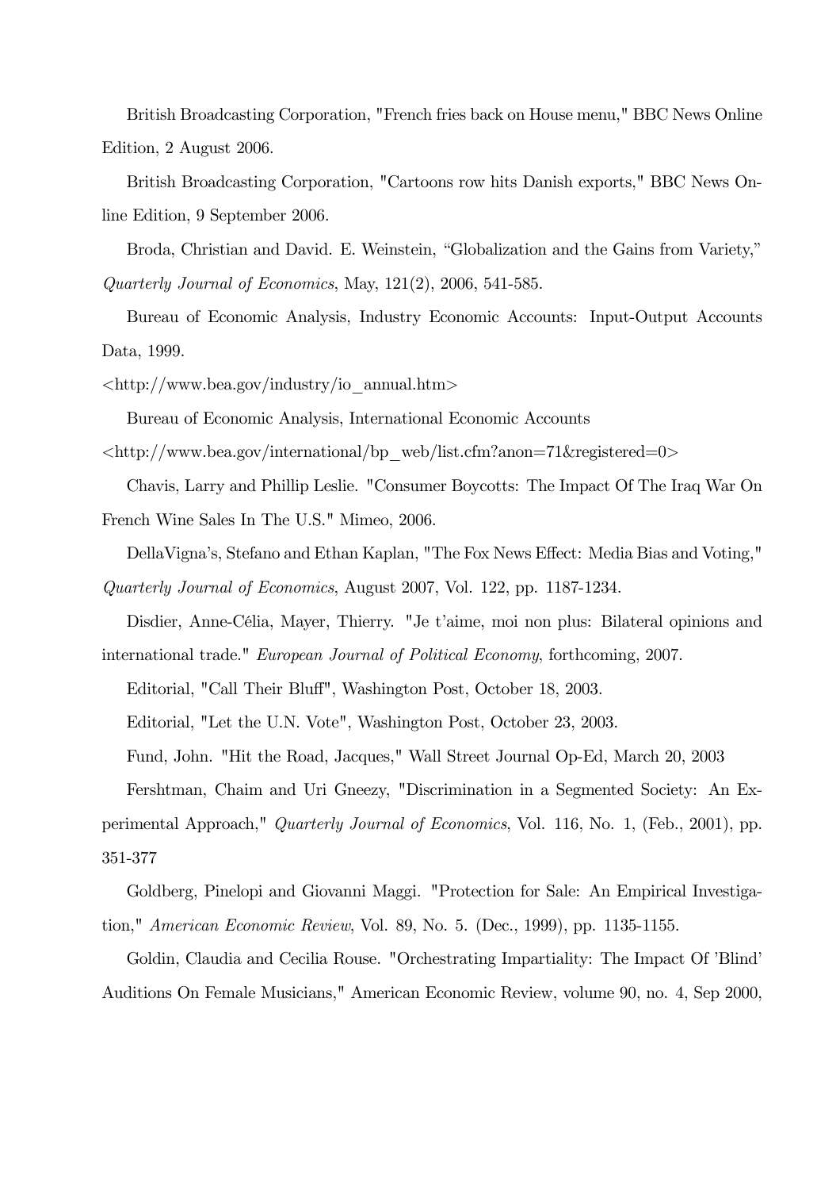British Broadcasting Corporation, "French fries back on House menu," BBC News Online Edition, 2 August 2006.

British Broadcasting Corporation, "Cartoons row hits Danish exports," BBC News Online Edition, 9 September 2006.

Broda, Christian and David. E. Weinstein, "Globalization and the Gains from Variety," *Quarterly Journal of Economics*, May, 121(2), 2006, 541-585.

Bureau of Economic Analysis, Industry Economic Accounts: Input-Output Accounts Data, 1999.

<http://www.bea.gov/industry/io_annual.htm>

Bureau of Economic Analysis, International Economic Accounts

<http://www.bea.gov/international/bp_web/list.cfm?anon=71&registered=0>

Chavis, Larry and Phillip Leslie. "Consumer Boycotts: The Impact Of The Iraq War On French Wine Sales In The U.S." Mimeo, 2006.

DellaVigna's, Stefano and Ethan Kaplan, "The Fox News Effect: Media Bias and Voting," *Quarterly Journal of Economics*, August 2007, Vol. 122, pp. 1187-1234.

Disdier, Anne-Célia, Mayer, Thierry. "Je t'aime, moi non plus: Bilateral opinions and international trade." *European Journal of Political Economy*, forthcoming, 2007.

Editorial, "Call Their Bluff", Washington Post, October 18, 2003.

Editorial, "Let the U.N. Vote", Washington Post, October 23, 2003.

Fund, John. "Hit the Road, Jacques," Wall Street Journal Op-Ed, March 20, 2003

Fershtman, Chaim and Uri Gneezy, "Discrimination in a Segmented Society: An Experimental Approach," *Quarterly Journal of Economics*, Vol. 116, No. 1, (Feb., 2001), pp. 351-377

Goldberg, Pinelopi and Giovanni Maggi. "Protection for Sale: An Empirical Investigation," *American Economic Review*, Vol. 89, No. 5. (Dec., 1999), pp. 1135-1155.

Goldin, Claudia and Cecilia Rouse. "Orchestrating Impartiality: The Impact Of 'Blind' Auditions On Female Musicians," American Economic Review, volume 90, no. 4, Sep 2000,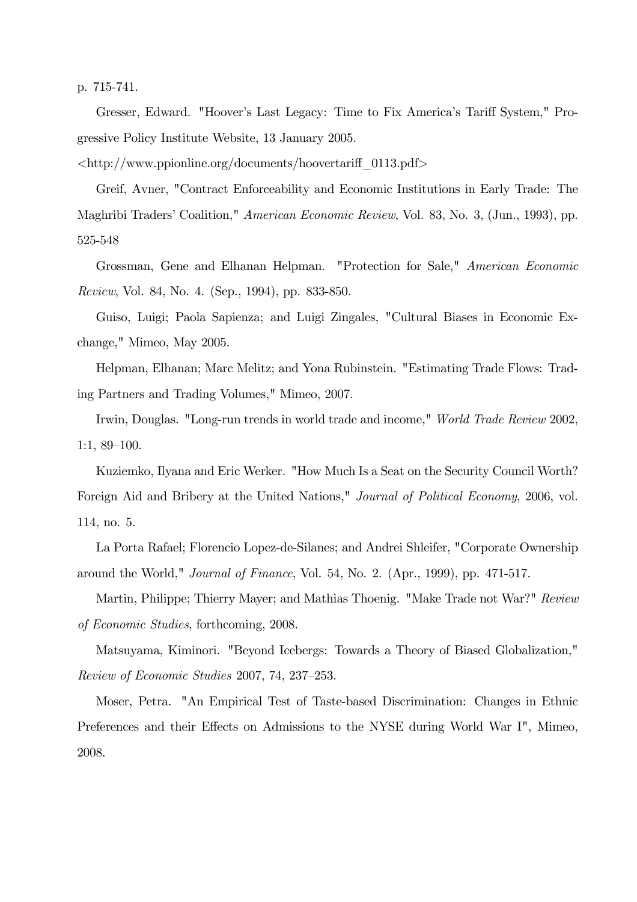p. 715-741.

Gresser, Edward. "Hoover's Last Legacy: Time to Fix America's Tariff System," Progressive Policy Institute Website, 13 January 2005.
<http://www.ppionline.org/documents/hoovertariff_0113.pdf>

Greif, Avner, "Contract Enforceability and Economic Institutions in Early Trade: The Maghribi Traders' Coalition," *American Economic Review*, Vol. 83, No. 3, (Jun., 1993), pp. 525-548

Grossman, Gene and Elhanan Helpman. "Protection for Sale," *American Economic Review*, Vol. 84, No. 4. (Sep., 1994), pp. 833-850.

Guiso, Luigi; Paola Sapienza; and Luigi Zingales, "Cultural Biases in Economic Exchange," Mimeo, May 2005.

Helpman, Elhanan; Marc Melitz; and Yona Rubinstein. "Estimating Trade Flows: Trading Partners and Trading Volumes," Mimeo, 2007.

Irwin, Douglas. "Long-run trends in world trade and income," *World Trade Review* 2002, 1:1, 89–100.

Kuziemko, Ilyana and Eric Werker. "How Much Is a Seat on the Security Council Worth? Foreign Aid and Bribery at the United Nations," *Journal of Political Economy*, 2006, vol. 114, no. 5.

La Porta Rafael; Florencio Lopez-de-Silanes; and Andrei Shleifer, "Corporate Ownership around the World," *Journal of Finance*, Vol. 54, No. 2. (Apr., 1999), pp. 471-517.

Martin, Philippe; Thierry Mayer; and Mathias Thoenig. "Make Trade not War?" *Review of Economic Studies*, forthcoming, 2008.

Matsuyama, Kiminori. "Beyond Icebergs: Towards a Theory of Biased Globalization," *Review of Economic Studies* 2007, 74, 237–253.

Moser, Petra. "An Empirical Test of Taste-based Discrimination: Changes in Ethnic Preferences and their Effects on Admissions to the NYSE during World War I", Mimeo, 2008.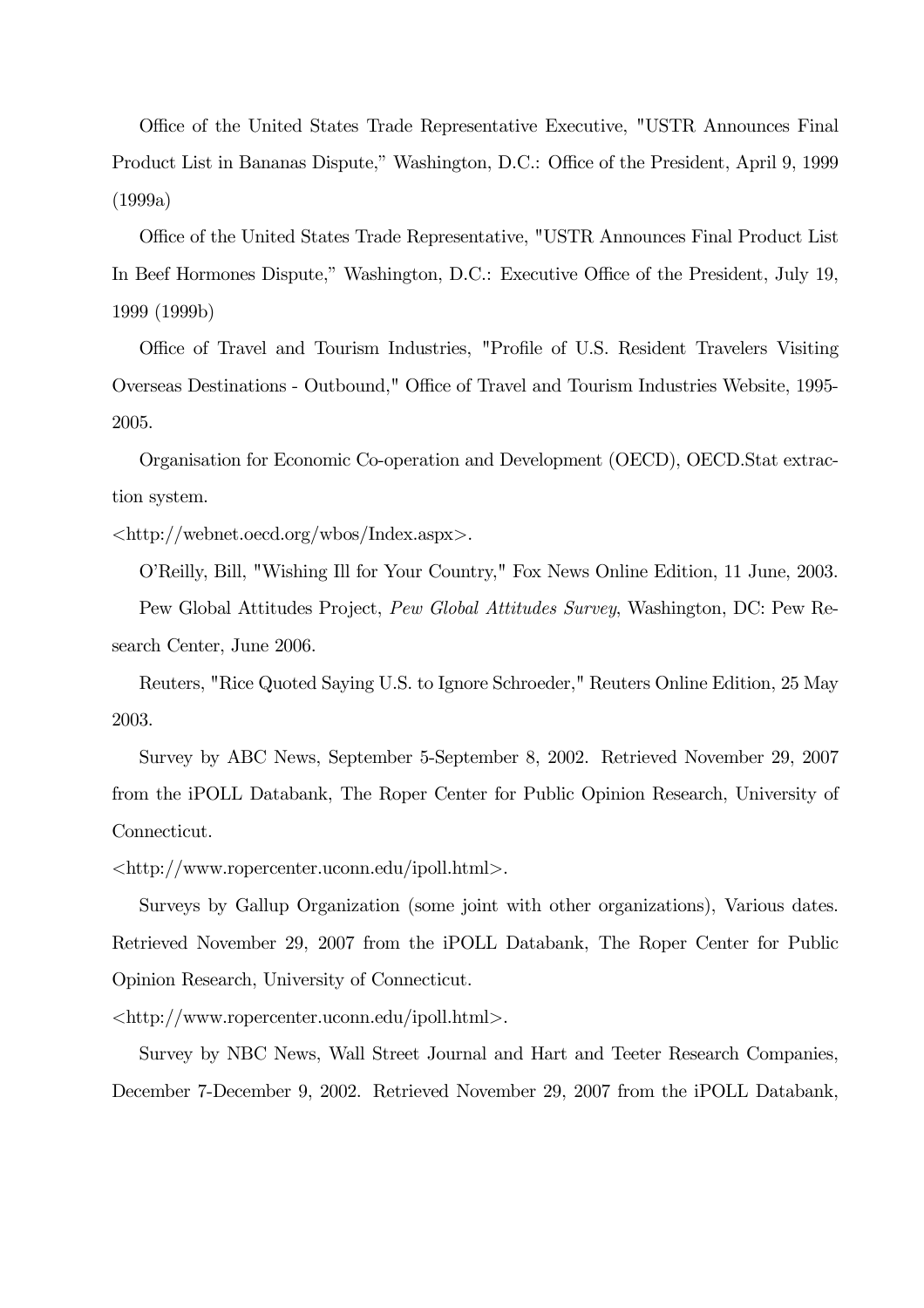Office of the United States Trade Representative Executive, "USTR Announces Final Product List in Bananas Dispute," Washington, D.C.: Office of the President, April 9, 1999 (1999a)

Office of the United States Trade Representative, "USTR Announces Final Product List In Beef Hormones Dispute," Washington, D.C.: Executive Office of the President, July 19, 1999 (1999b)

Office of Travel and Tourism Industries, "Profile of U.S. Resident Travelers Visiting Overseas Destinations - Outbound," Office of Travel and Tourism Industries Website, 1995-2005.

Organisation for Economic Co-operation and Development (OECD), OECD.Stat extraction system.

<http://webnet.oecd.org/wbos/Index.aspx>.

O'Reilly, Bill, "Wishing Ill for Your Country," Fox News Online Edition, 11 June, 2003.

Pew Global Attitudes Project, *Pew Global Attitudes Survey*, Washington, DC: Pew Research Center, June 2006.

Reuters, "Rice Quoted Saying U.S. to Ignore Schroeder," Reuters Online Edition, 25 May 2003.

Survey by ABC News, September 5-September 8, 2002. Retrieved November 29, 2007 from the iPOLL Databank, The Roper Center for Public Opinion Research, University of Connecticut.

<http://www.ropercenter.uconn.edu/ipoll.html>.

Surveys by Gallup Organization (some joint with other organizations), Various dates. Retrieved November 29, 2007 from the iPOLL Databank, The Roper Center for Public Opinion Research, University of Connecticut.

<http://www.ropercenter.uconn.edu/ipoll.html>.

Survey by NBC News, Wall Street Journal and Hart and Teeter Research Companies, December 7-December 9, 2002. Retrieved November 29, 2007 from the iPOLL Databank,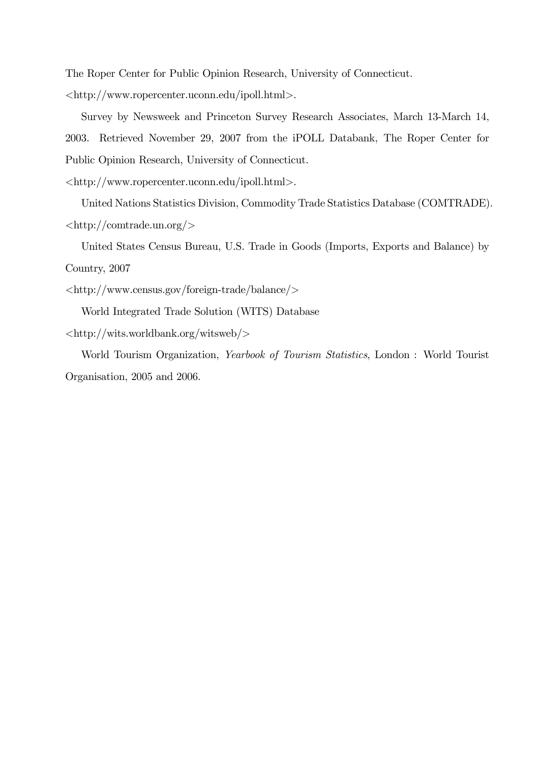The Roper Center for Public Opinion Research, University of Connecticut.
<http://www.ropercenter.uconn.edu/ipoll.html>.

Survey by Newsweek and Princeton Survey Research Associates, March 13-March 14, 2003. Retrieved November 29, 2007 from the iPOLL Databank, The Roper Center for Public Opinion Research, University of Connecticut.
<http://www.ropercenter.uconn.edu/ipoll.html>.

United Nations Statistics Division, Commodity Trade Statistics Database (COMTRADE).
<http://comtrade.un.org/>

United States Census Bureau, U.S. Trade in Goods (Imports, Exports and Balance) by Country, 2007
<http://www.census.gov/foreign-trade/balance/>

World Integrated Trade Solution (WITS) Database
<http://wits.worldbank.org/witsweb/>

World Tourism Organization, *Yearbook of Tourism Statistics*, London : World Tourist Organisation, 2005 and 2006.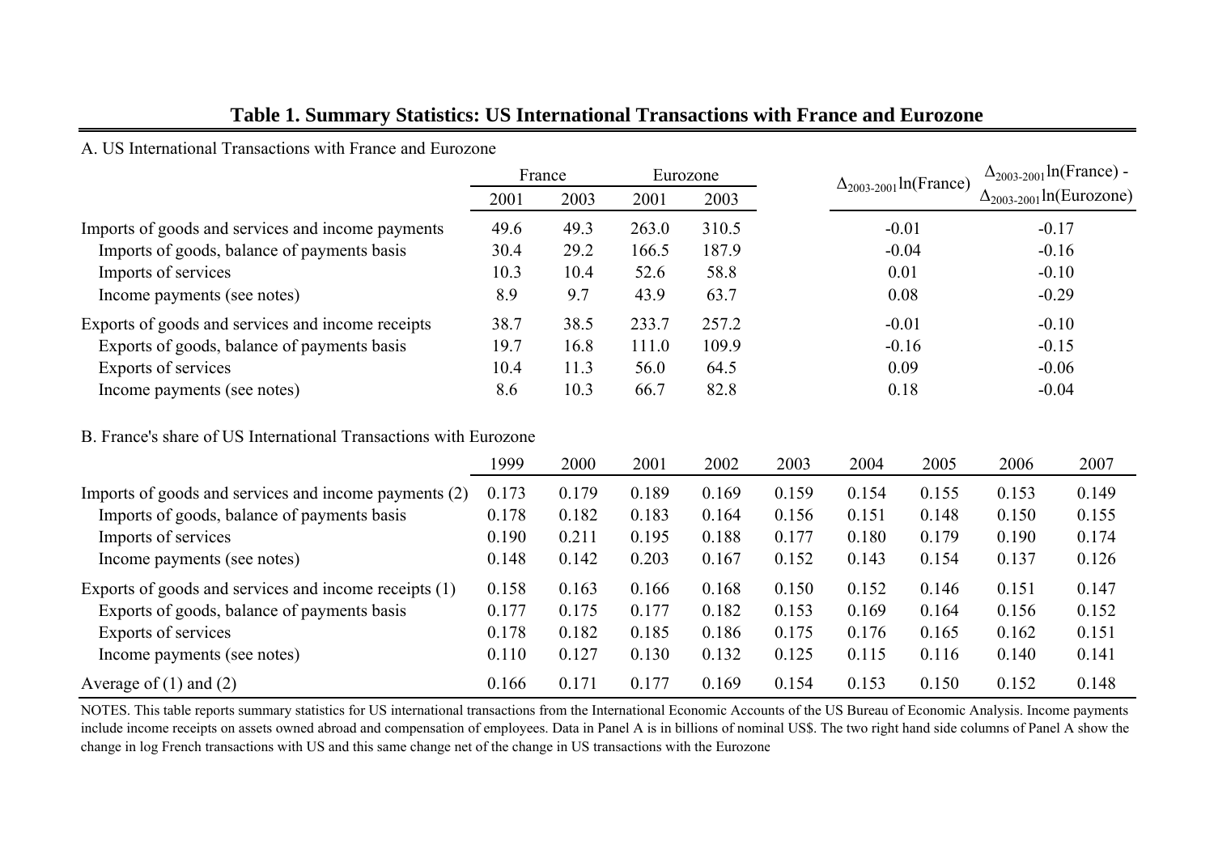# Table 1. Summary Statistics: US International Transactions with France and Eurozone

A. US International Transactions with France and Eurozone

| | France | | Eurozone | | $\Delta_{2003\text{-}2001}\ln(\text{France})$ | $\Delta_{2003\text{-}2001}\ln(\text{France})$ - $\Delta_{2003\text{-}2001}\ln(\text{Eurozone})$ |
|---|---|---|---|---|---|---|
| | 2001 | 2003 | 2001 | 2003 | | |
| Imports of goods and services and income payments | 49.6 | 49.3 | 263.0 | 310.5 | -0.01 | -0.17 |
| Imports of goods, balance of payments basis | 30.4 | 29.2 | 166.5 | 187.9 | -0.04 | -0.16 |
| Imports of services | 10.3 | 10.4 | 52.6 | 58.8 | 0.01 | -0.10 |
| Income payments (see notes) | 8.9 | 9.7 | 43.9 | 63.7 | 0.08 | -0.29 |
| Exports of goods and services and income receipts | 38.7 | 38.5 | 233.7 | 257.2 | -0.01 | -0.10 |
| Exports of goods, balance of payments basis | 19.7 | 16.8 | 111.0 | 109.9 | -0.16 | -0.15 |
| Exports of services | 10.4 | 11.3 | 56.0 | 64.5 | 0.09 | -0.06 |
| Income payments (see notes) | 8.6 | 10.3 | 66.7 | 82.8 | 0.18 | -0.04 |

B. France's share of US International Transactions with Eurozone

| | 1999 | 2000 | 2001 | 2002 | 2003 | 2004 | 2005 | 2006 | 2007 |
|---|---|---|---|---|---|---|---|---|---|
| Imports of goods and services and income payments (2) | 0.173 | 0.179 | 0.189 | 0.169 | 0.159 | 0.154 | 0.155 | 0.153 | 0.149 |
| Imports of goods, balance of payments basis | 0.178 | 0.182 | 0.183 | 0.164 | 0.156 | 0.151 | 0.148 | 0.150 | 0.155 |
| Imports of services | 0.190 | 0.211 | 0.195 | 0.188 | 0.177 | 0.180 | 0.179 | 0.190 | 0.174 |
| Income payments (see notes) | 0.148 | 0.142 | 0.203 | 0.167 | 0.152 | 0.143 | 0.154 | 0.137 | 0.126 |
| Exports of goods and services and income receipts (1) | 0.158 | 0.163 | 0.166 | 0.168 | 0.150 | 0.152 | 0.146 | 0.151 | 0.147 |
| Exports of goods, balance of payments basis | 0.177 | 0.175 | 0.177 | 0.182 | 0.153 | 0.169 | 0.164 | 0.156 | 0.152 |
| Exports of services | 0.178 | 0.182 | 0.185 | 0.186 | 0.175 | 0.176 | 0.165 | 0.162 | 0.151 |
| Income payments (see notes) | 0.110 | 0.127 | 0.130 | 0.132 | 0.125 | 0.115 | 0.116 | 0.140 | 0.141 |
| Average of (1) and (2) | 0.166 | 0.171 | 0.177 | 0.169 | 0.154 | 0.153 | 0.150 | 0.152 | 0.148 |

NOTES. This table reports summary statistics for US international transactions from the International Economic Accounts of the US Bureau of Economic Analysis. Income payments include income receipts on assets owned abroad and compensation of employees. Data in Panel A is in billions of nominal US$. The two right hand side columns of Panel A show the change in log French transactions with US and this same change net of the change in US transactions with the Eurozone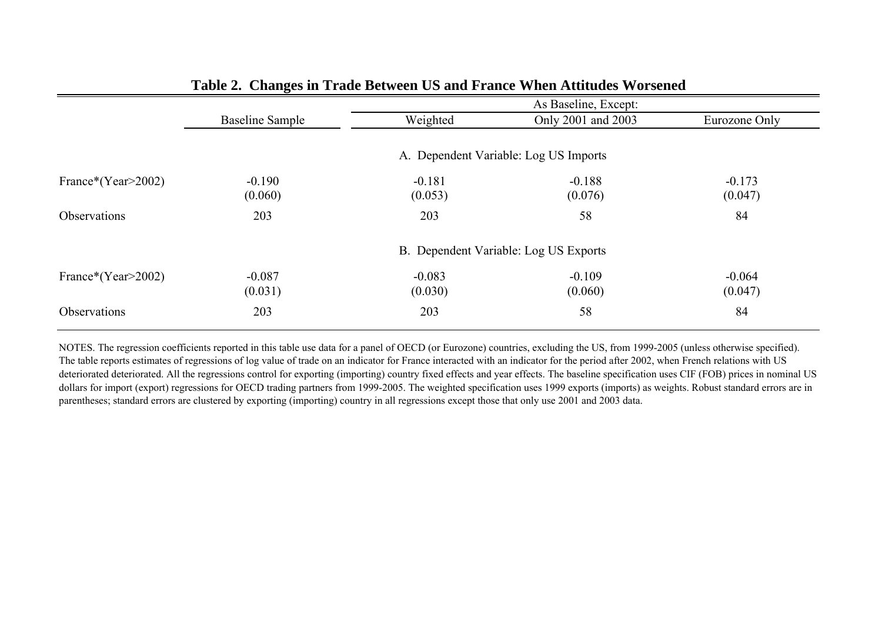**Table 2. Changes in Trade Between US and France When Attitudes Worsened**

| | Baseline Sample | As Baseline, Except: Weighted | Only 2001 and 2003 | Eurozone Only |
|---|---|---|---|---|
| | | **A. Dependent Variable: Log US Imports** | | |
| France*(Year>2002) | -0.190 | -0.181 | -0.188 | -0.173 |
| | (0.060) | (0.053) | (0.076) | (0.047) |
| Observations | 203 | 203 | 58 | 84 |
| | | **B. Dependent Variable: Log US Exports** | | |
| France*(Year>2002) | -0.087 | -0.083 | -0.109 | -0.064 |
| | (0.031) | (0.030) | (0.060) | (0.047) |
| Observations | 203 | 203 | 58 | 84 |

NOTES. The regression coefficients reported in this table use data for a panel of OECD (or Eurozone) countries, excluding the US, from 1999-2005 (unless otherwise specified). The table reports estimates of regressions of log value of trade on an indicator for France interacted with an indicator for the period after 2002, when French relations with US deteriorated deteriorated. All the regressions control for exporting (importing) country fixed effects and year effects. The baseline specification uses CIF (FOB) prices in nominal US dollars for import (export) regressions for OECD trading partners from 1999-2005. The weighted specification uses 1999 exports (imports) as weights. Robust standard errors are in parentheses; standard errors are clustered by exporting (importing) country in all regressions except those that only use 2001 and 2003 data.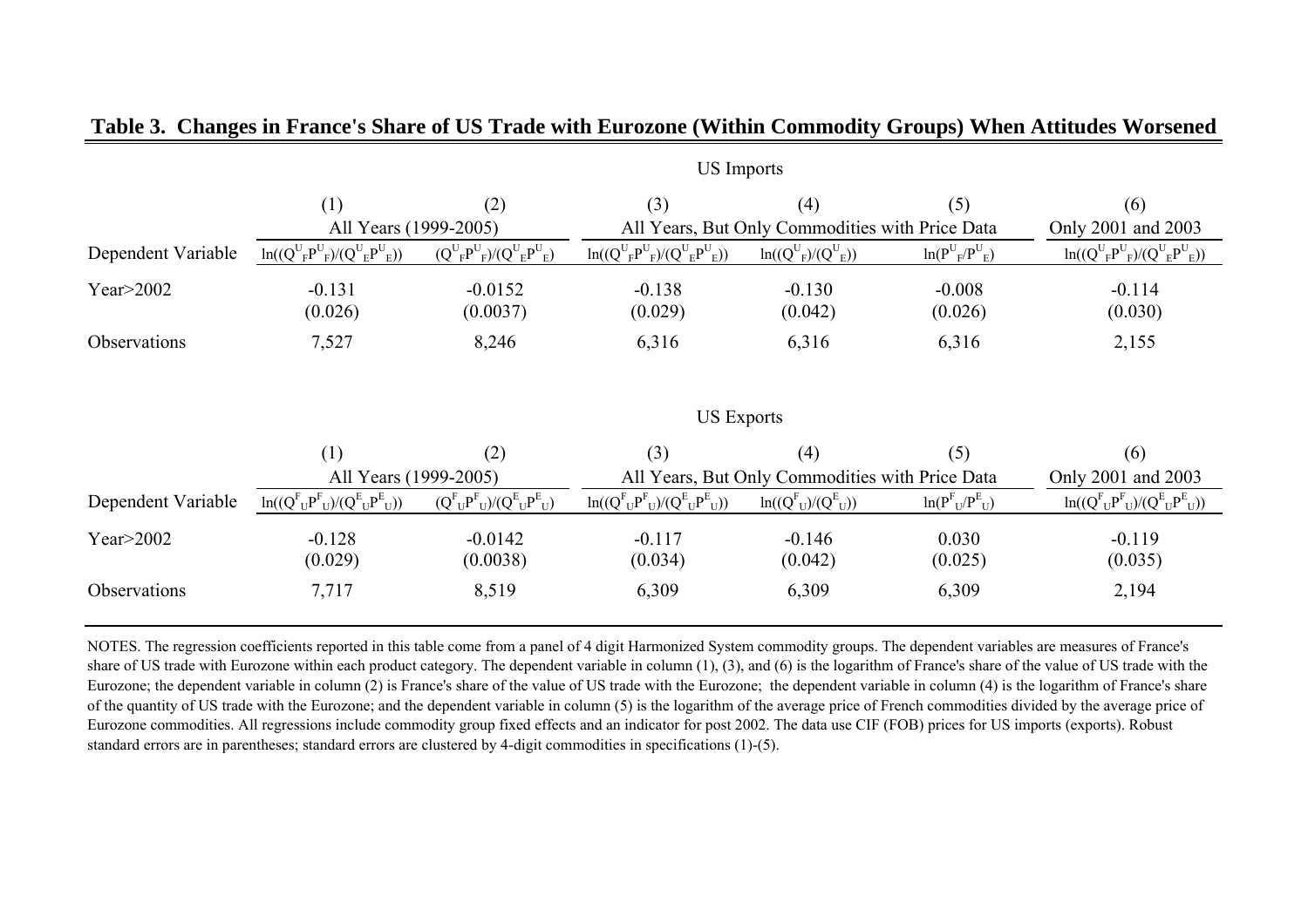**Table 3. Changes in France's Share of US Trade with Eurozone (Within Commodity Groups) When Attitudes Worsened**

| | US Imports | | | | | |
|---|---|---|---|---|---|---|
| | (1) | (2) | (3) | (4) | (5) | (6) |
| | All Years (1999-2005) | | All Years, But Only Commodities with Price Data | | | Only 2001 and 2003 |
| Dependent Variable | $\ln((Q^U_F P^U_F)/(Q^U_E P^U_E))$ | $(Q^U_F P^U_F)/(Q^U_E P^U_E)$ | $\ln((Q^U_F P^U_F)/(Q^U_E P^U_E))$ | $\ln((Q^U_F)/(Q^U_E))$ | $\ln(P^U_F/P^U_E)$ | $\ln((Q^U_F P^U_F)/(Q^U_E P^U_E))$ |
| Year>2002 | -0.131 | -0.0152 | -0.138 | -0.130 | -0.008 | -0.114 |
| | (0.026) | (0.0037) | (0.029) | (0.042) | (0.026) | (0.030) |
| Observations | 7,527 | 8,246 | 6,316 | 6,316 | 6,316 | 2,155 |

| | US Exports | | | | | |
|---|---|---|---|---|---|---|
| | (1) | (2) | (3) | (4) | (5) | (6) |
| | All Years (1999-2005) | | All Years, But Only Commodities with Price Data | | | Only 2001 and 2003 |
| Dependent Variable | $\ln((Q^F_U P^F_U)/(Q^E_U P^E_U))$ | $(Q^F_U P^F_U)/(Q^E_U P^E_U)$ | $\ln((Q^F_U P^F_U)/(Q^E_U P^E_U))$ | $\ln((Q^F_U)/(Q^E_U))$ | $\ln(P^F_U/P^E_U)$ | $\ln((Q^F_U P^F_U)/(Q^E_U P^E_U))$ |
| Year>2002 | -0.128 | -0.0142 | -0.117 | -0.146 | 0.030 | -0.119 |
| | (0.029) | (0.0038) | (0.034) | (0.042) | (0.025) | (0.035) |
| Observations | 7,717 | 8,519 | 6,309 | 6,309 | 6,309 | 2,194 |

NOTES. The regression coefficients reported in this table come from a panel of 4 digit Harmonized System commodity groups. The dependent variables are measures of France's share of US trade with Eurozone within each product category. The dependent variable in column (1), (3), and (6) is the logarithm of France's share of the value of US trade with the Eurozone; the dependent variable in column (2) is France's share of the value of US trade with the Eurozone; the dependent variable in column (4) is the logarithm of France's share of the quantity of US trade with the Eurozone; and the dependent variable in column (5) is the logarithm of the average price of French commodities divided by the average price of Eurozone commodities. All regressions include commodity group fixed effects and an indicator for post 2002. The data use CIF (FOB) prices for US imports (exports). Robust standard errors are in parentheses; standard errors are clustered by 4-digit commodities in specifications (1)-(5).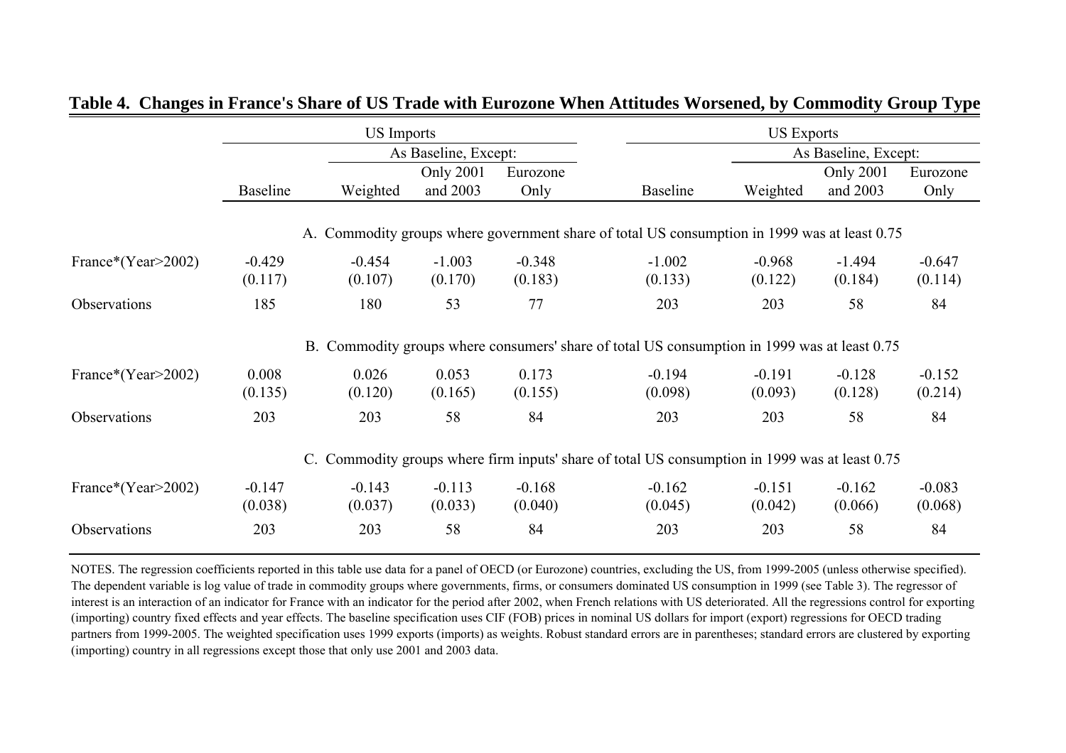**Table 4. Changes in France's Share of US Trade with Eurozone When Attitudes Worsened, by Commodity Group Type**

| | US Imports | | | | US Exports | | | |
|---|---|---|---|---|---|---|---|---|
| | | As Baseline, Except: | | | | As Baseline, Except: | | |
| | Baseline | Weighted | Only 2001 and 2003 | Eurozone Only | Baseline | Weighted | Only 2001 and 2003 | Eurozone Only |
| **A. Commodity groups where government share of total US consumption in 1999 was at least 0.75** | | | | | | | | |
| France*(Year>2002) | -0.429 | -0.454 | -1.003 | -0.348 | -1.002 | -0.968 | -1.494 | -0.647 |
| | (0.117) | (0.107) | (0.170) | (0.183) | (0.133) | (0.122) | (0.184) | (0.114) |
| Observations | 185 | 180 | 53 | 77 | 203 | 203 | 58 | 84 |
| **B. Commodity groups where consumers' share of total US consumption in 1999 was at least 0.75** | | | | | | | | |
| France*(Year>2002) | 0.008 | 0.026 | 0.053 | 0.173 | -0.194 | -0.191 | -0.128 | -0.152 |
| | (0.135) | (0.120) | (0.165) | (0.155) | (0.098) | (0.093) | (0.128) | (0.214) |
| Observations | 203 | 203 | 58 | 84 | 203 | 203 | 58 | 84 |
| **C. Commodity groups where firm inputs' share of total US consumption in 1999 was at least 0.75** | | | | | | | | |
| France*(Year>2002) | -0.147 | -0.143 | -0.113 | -0.168 | -0.162 | -0.151 | -0.162 | -0.083 |
| | (0.038) | (0.037) | (0.033) | (0.040) | (0.045) | (0.042) | (0.066) | (0.068) |
| Observations | 203 | 203 | 58 | 84 | 203 | 203 | 58 | 84 |

NOTES. The regression coefficients reported in this table use data for a panel of OECD (or Eurozone) countries, excluding the US, from 1999-2005 (unless otherwise specified). The dependent variable is log value of trade in commodity groups where governments, firms, or consumers dominated US consumption in 1999 (see Table 3). The regressor of interest is an interaction of an indicator for France with an indicator for the period after 2002, when French relations with US deteriorated. All the regressions control for exporting (importing) country fixed effects and year effects. The baseline specification uses CIF (FOB) prices in nominal US dollars for import (export) regressions for OECD trading partners from 1999-2005. The weighted specification uses 1999 exports (imports) as weights. Robust standard errors are in parentheses; standard errors are clustered by exporting (importing) country in all regressions except those that only use 2001 and 2003 data.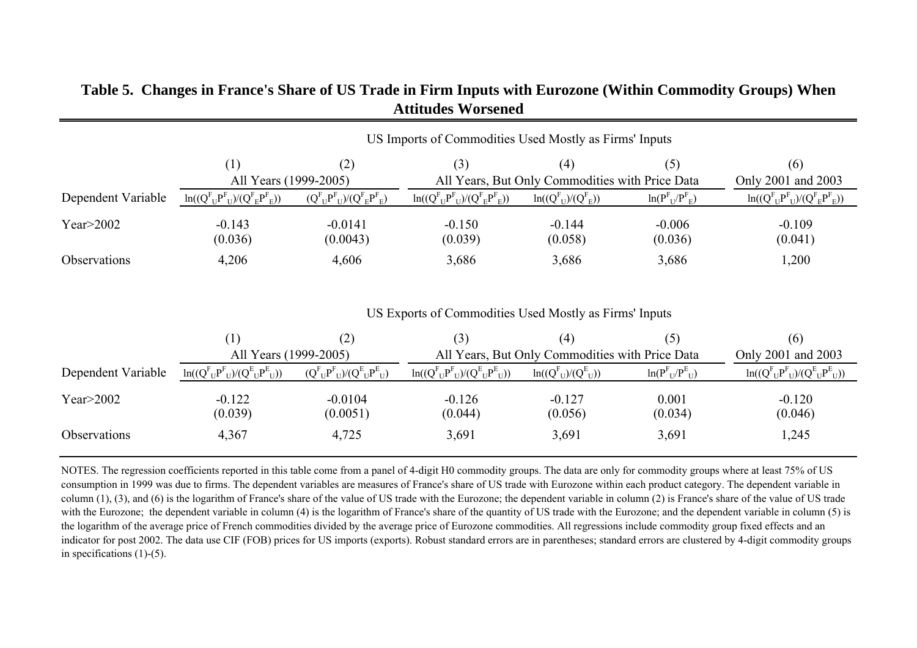**Table 5. Changes in France's Share of US Trade in Firm Inputs with Eurozone (Within Commodity Groups) When Attitudes Worsened**

| | US Imports of Commodities Used Mostly as Firms' Inputs | | | | | |
|---|---|---|---|---|---|---|
| | (1) | (2) | (3) | (4) | (5) | (6) |
| | All Years (1999-2005) | | All Years, But Only Commodities with Price Data | | | Only 2001 and 2003 |
| Dependent Variable | $\ln((Q^F_U P^F_U)/(Q^F_E P^F_E))$ | $(Q^F_U P^F_U)/(Q^F_E P^F_E)$ | $\ln((Q^F_U P^F_U)/(Q^F_E P^F_E))$ | $\ln((Q^F_U)/(Q^F_E))$ | $\ln(P^F_U/P^F_E)$ | $\ln((Q^F_U P^F_U)/(Q^F_E P^F_E))$ |
| Year>2002 | -0.143 | -0.0141 | -0.150 | -0.144 | -0.006 | -0.109 |
| | (0.036) | (0.0043) | (0.039) | (0.058) | (0.036) | (0.041) |
| Observations | 4,206 | 4,606 | 3,686 | 3,686 | 3,686 | 1,200 |

| | US Exports of Commodities Used Mostly as Firms' Inputs | | | | | |
|---|---|---|---|---|---|---|
| | (1) | (2) | (3) | (4) | (5) | (6) |
| | All Years (1999-2005) | | All Years, But Only Commodities with Price Data | | | Only 2001 and 2003 |
| Dependent Variable | $\ln((Q^F_U P^F_U)/(Q^E_U P^E_U))$ | $(Q^F_U P^F_U)/(Q^E_U P^E_U)$ | $\ln((Q^F_U P^F_U)/(Q^E_U P^E_U))$ | $\ln((Q^F_U)/(Q^E_U))$ | $\ln(P^F_U/P^E_U)$ | $\ln((Q^F_U P^F_U)/(Q^E_U P^E_U))$ |
| Year>2002 | -0.122 | -0.0104 | -0.126 | -0.127 | 0.001 | -0.120 |
| | (0.039) | (0.0051) | (0.044) | (0.056) | (0.034) | (0.046) |
| Observations | 4,367 | 4,725 | 3,691 | 3,691 | 3,691 | 1,245 |

NOTES. The regression coefficients reported in this table come from a panel of 4-digit H0 commodity groups. The data are only for commodity groups where at least 75% of US consumption in 1999 was due to firms. The dependent variables are measures of France's share of US trade with Eurozone within each product category. The dependent variable in column (1), (3), and (6) is the logarithm of France's share of the value of US trade with the Eurozone; the dependent variable in column (2) is France's share of the value of US trade with the Eurozone; the dependent variable in column (4) is the logarithm of France's share of the quantity of US trade with the Eurozone; and the dependent variable in column (5) is the logarithm of the average price of French commodities divided by the average price of Eurozone commodities. All regressions include commodity group fixed effects and an indicator for post 2002. The data use CIF (FOB) prices for US imports (exports). Robust standard errors are in parentheses; standard errors are clustered by 4-digit commodity groups in specifications (1)-(5).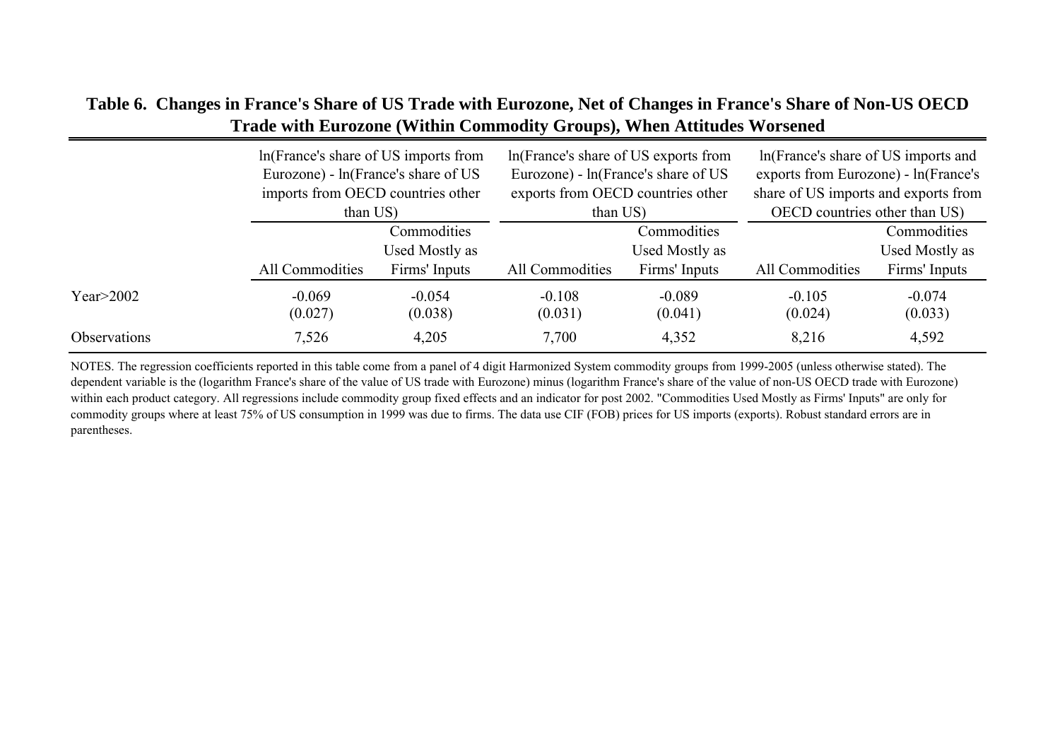**Table 6. Changes in France's Share of US Trade with Eurozone, Net of Changes in France's Share of Non-US OECD Trade with Eurozone (Within Commodity Groups), When Attitudes Worsened**

| | ln(France's share of US imports from Eurozone) - ln(France's share of US imports from OECD countries other than US) | | ln(France's share of US exports from Eurozone) - ln(France's share of US exports from OECD countries other than US) | | ln(France's share of US imports and exports from Eurozone) - ln(France's share of US imports and exports from OECD countries other than US) | |
|---|---|---|---|---|---|---|
| | All Commodities | Commodities Used Mostly as Firms' Inputs | All Commodities | Commodities Used Mostly as Firms' Inputs | All Commodities | Commodities Used Mostly as Firms' Inputs |
| Year>2002 | -0.069 | -0.054 | -0.108 | -0.089 | -0.105 | -0.074 |
| | (0.027) | (0.038) | (0.031) | (0.041) | (0.024) | (0.033) |
| Observations | 7,526 | 4,205 | 7,700 | 4,352 | 8,216 | 4,592 |

NOTES. The regression coefficients reported in this table come from a panel of 4 digit Harmonized System commodity groups from 1999-2005 (unless otherwise stated). The dependent variable is the (logarithm France's share of the value of US trade with Eurozone) minus (logarithm France's share of the value of non-US OECD trade with Eurozone) within each product category. All regressions include commodity group fixed effects and an indicator for post 2002. "Commodities Used Mostly as Firms' Inputs" are only for commodity groups where at least 75% of US consumption in 1999 was due to firms. The data use CIF (FOB) prices for US imports (exports). Robust standard errors are in parentheses.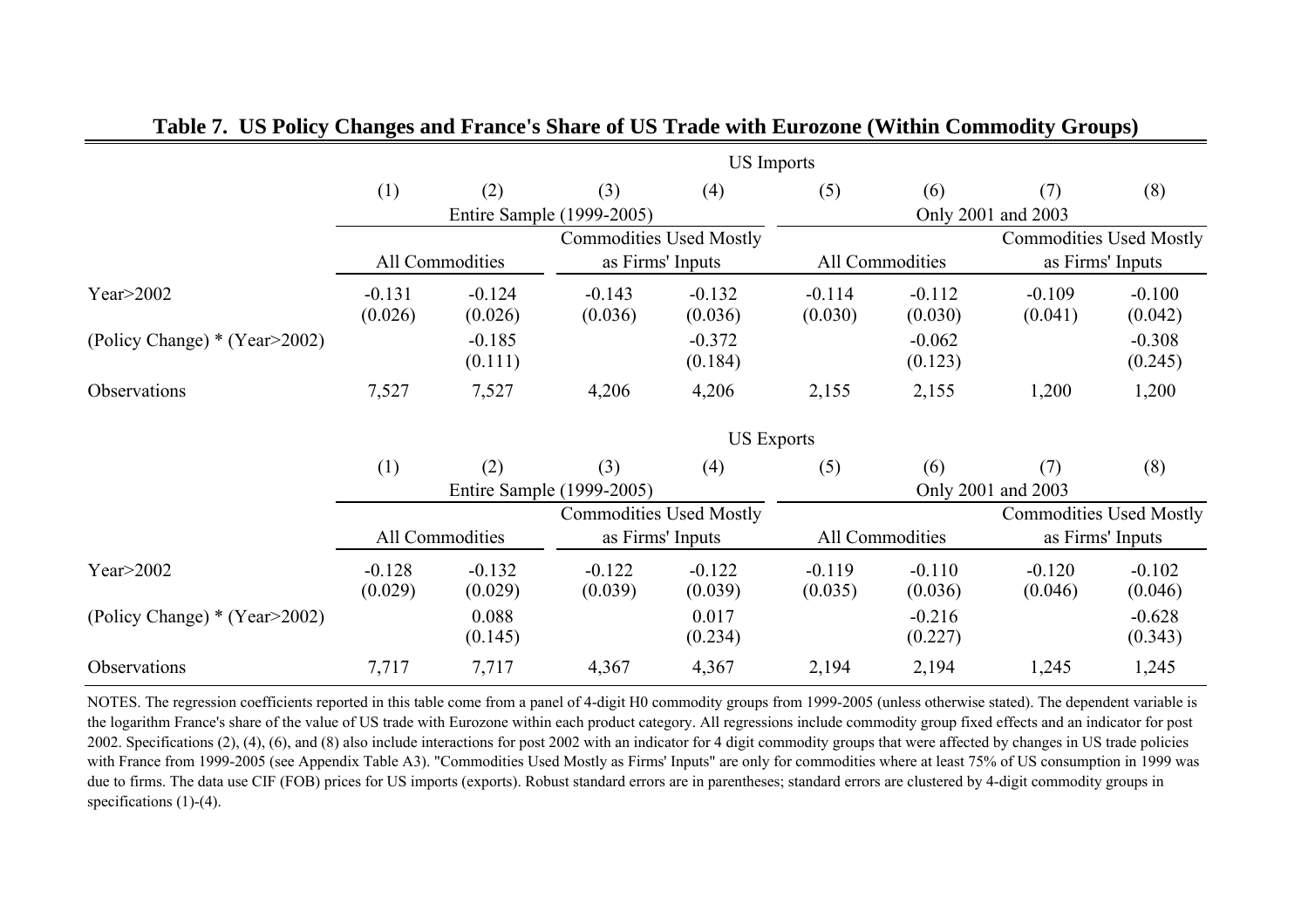**Table 7. US Policy Changes and France's Share of US Trade with Eurozone (Within Commodity Groups)**

| | US Imports | | | | | | | |
|---|---|---|---|---|---|---|---|---|
| | (1) | (2) | (3) | (4) | (5) | (6) | (7) | (8) |
| | Entire Sample (1999-2005) | | | | Only 2001 and 2003 | | | |
| | All Commodities | | Commodities Used Mostly as Firms' Inputs | | All Commodities | | Commodities Used Mostly as Firms' Inputs | |
| Year>2002 | -0.131 | -0.124 | -0.143 | -0.132 | -0.114 | -0.112 | -0.109 | -0.100 |
| | (0.026) | (0.026) | (0.036) | (0.036) | (0.030) | (0.030) | (0.041) | (0.042) |
| (Policy Change) * (Year>2002) | | -0.185 | | -0.372 | | -0.062 | | -0.308 |
| | | (0.111) | | (0.184) | | (0.123) | | (0.245) |
| Observations | 7,527 | 7,527 | 4,206 | 4,206 | 2,155 | 2,155 | 1,200 | 1,200 |

| | US Exports | | | | | | | |
|---|---|---|---|---|---|---|---|---|
| | (1) | (2) | (3) | (4) | (5) | (6) | (7) | (8) |
| | Entire Sample (1999-2005) | | | | Only 2001 and 2003 | | | |
| | All Commodities | | Commodities Used Mostly as Firms' Inputs | | All Commodities | | Commodities Used Mostly as Firms' Inputs | |
| Year>2002 | -0.128 | -0.132 | -0.122 | -0.122 | -0.119 | -0.110 | -0.120 | -0.102 |
| | (0.029) | (0.029) | (0.039) | (0.039) | (0.035) | (0.036) | (0.046) | (0.046) |
| (Policy Change) * (Year>2002) | | 0.088 | | 0.017 | | -0.216 | | -0.628 |
| | | (0.145) | | (0.234) | | (0.227) | | (0.343) |
| Observations | 7,717 | 7,717 | 4,367 | 4,367 | 2,194 | 2,194 | 1,245 | 1,245 |

NOTES. The regression coefficients reported in this table come from a panel of 4-digit H0 commodity groups from 1999-2005 (unless otherwise stated). The dependent variable is the logarithm France's share of the value of US trade with Eurozone within each product category. All regressions include commodity group fixed effects and an indicator for post 2002. Specifications (2), (4), (6), and (8) also include interactions for post 2002 with an indicator for 4 digit commodity groups that were affected by changes in US trade policies with France from 1999-2005 (see Appendix Table A3). "Commodities Used Mostly as Firms' Inputs" are only for commodities where at least 75% of US consumption in 1999 was due to firms. The data use CIF (FOB) prices for US imports (exports). Robust standard errors are in parentheses; standard errors are clustered by 4-digit commodity groups in specifications (1)-(4).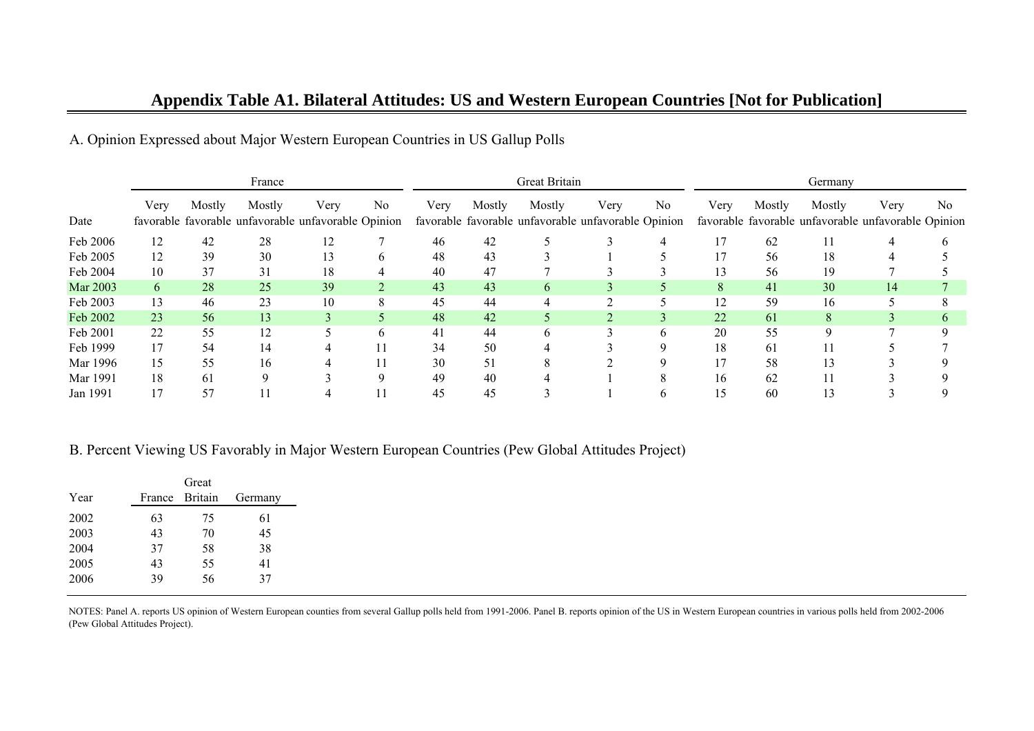## Appendix Table A1. Bilateral Attitudes: US and Western European Countries [Not for Publication]

A. Opinion Expressed about Major Western European Countries in US Gallup Polls

| | France | | | | | Great Britain | | | | | Germany | | | | |
|---|---|---|---|---|---|---|---|---|---|---|---|---|---|---|---|
| Date | Very favorable | Mostly favorable | Mostly unfavorable | Very unfavorable | No Opinion | Very favorable | Mostly favorable | Mostly unfavorable | Very unfavorable | No Opinion | Very favorable | Mostly favorable | Mostly unfavorable | Very unfavorable | No Opinion |
| Feb 2006 | 12 | 42 | 28 | 12 | 7 | 46 | 42 | 5 | 3 | 4 | 17 | 62 | 11 | 4 | 6 |
| Feb 2005 | 12 | 39 | 30 | 13 | 6 | 48 | 43 | 3 | 1 | 5 | 17 | 56 | 18 | 4 | 5 |
| Feb 2004 | 10 | 37 | 31 | 18 | 4 | 40 | 47 | 7 | 3 | 3 | 13 | 56 | 19 | 7 | 5 |
| Mar 2003 | 6 | 28 | 25 | 39 | 2 | 43 | 43 | 6 | 3 | 5 | 8 | 41 | 30 | 14 | 7 |
| Feb 2003 | 13 | 46 | 23 | 10 | 8 | 45 | 44 | 4 | 2 | 5 | 12 | 59 | 16 | 5 | 8 |
| Feb 2002 | 23 | 56 | 13 | 3 | 5 | 48 | 42 | 5 | 2 | 3 | 22 | 61 | 8 | 3 | 6 |
| Feb 2001 | 22 | 55 | 12 | 5 | 6 | 41 | 44 | 6 | 3 | 6 | 20 | 55 | 9 | 7 | 9 |
| Feb 1999 | 17 | 54 | 14 | 4 | 11 | 34 | 50 | 4 | 3 | 9 | 18 | 61 | 11 | 5 | 7 |
| Mar 1996 | 15 | 55 | 16 | 4 | 11 | 30 | 51 | 8 | 2 | 9 | 17 | 58 | 13 | 3 | 9 |
| Mar 1991 | 18 | 61 | 9 | 3 | 9 | 49 | 40 | 4 | 1 | 8 | 16 | 62 | 11 | 3 | 9 |
| Jan 1991 | 17 | 57 | 11 | 4 | 11 | 45 | 45 | 3 | 1 | 6 | 15 | 60 | 13 | 3 | 9 |

B. Percent Viewing US Favorably in Major Western European Countries (Pew Global Attitudes Project)

| Year | France | Great Britain | Germany |
|---|---|---|---|
| 2002 | 63 | 75 | 61 |
| 2003 | 43 | 70 | 45 |
| 2004 | 37 | 58 | 38 |
| 2005 | 43 | 55 | 41 |
| 2006 | 39 | 56 | 37 |

NOTES: Panel A. reports US opinion of Western European counties from several Gallup polls held from 1991-2006. Panel B. reports opinion of the US in Western European countries in various polls held from 2002-2006 (Pew Global Attitudes Project).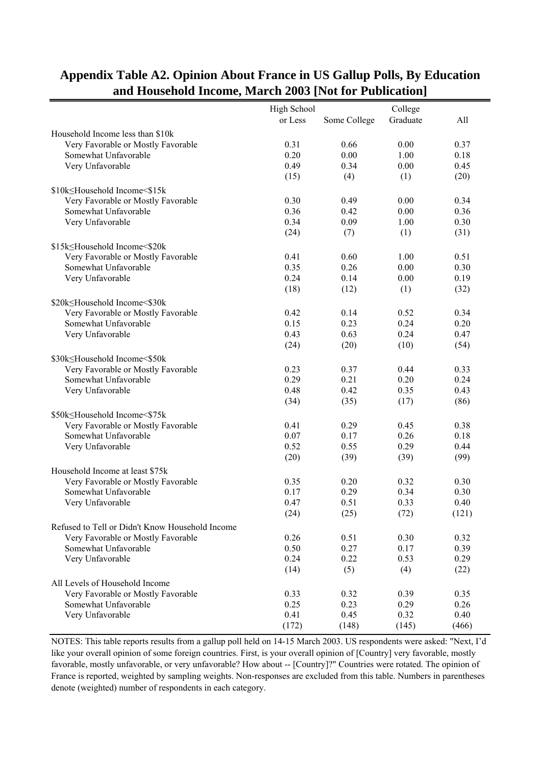**Appendix Table A2. Opinion About France in US Gallup Polls, By Education and Household Income, March 2003 [Not for Publication]**

| | High School or Less | Some College | College Graduate | All |
|---|---|---|---|---|
| Household Income less than $10k | | | | |
| Very Favorable or Mostly Favorable | 0.31 | 0.66 | 0.00 | 0.37 |
| Somewhat Unfavorable | 0.20 | 0.00 | 1.00 | 0.18 |
| Very Unfavorable | 0.49 | 0.34 | 0.00 | 0.45 |
| | (15) | (4) | (1) | (20) |
| $10k≤Household Income<$15k | | | | |
| Very Favorable or Mostly Favorable | 0.30 | 0.49 | 0.00 | 0.34 |
| Somewhat Unfavorable | 0.36 | 0.42 | 0.00 | 0.36 |
| Very Unfavorable | 0.34 | 0.09 | 1.00 | 0.30 |
| | (24) | (7) | (1) | (31) |
| $15k≤Household Income<$20k | | | | |
| Very Favorable or Mostly Favorable | 0.41 | 0.60 | 1.00 | 0.51 |
| Somewhat Unfavorable | 0.35 | 0.26 | 0.00 | 0.30 |
| Very Unfavorable | 0.24 | 0.14 | 0.00 | 0.19 |
| | (18) | (12) | (1) | (32) |
| $20k≤Household Income<$30k | | | | |
| Very Favorable or Mostly Favorable | 0.42 | 0.14 | 0.52 | 0.34 |
| Somewhat Unfavorable | 0.15 | 0.23 | 0.24 | 0.20 |
| Very Unfavorable | 0.43 | 0.63 | 0.24 | 0.47 |
| | (24) | (20) | (10) | (54) |
| $30k≤Household Income<$50k | | | | |
| Very Favorable or Mostly Favorable | 0.23 | 0.37 | 0.44 | 0.33 |
| Somewhat Unfavorable | 0.29 | 0.21 | 0.20 | 0.24 |
| Very Unfavorable | 0.48 | 0.42 | 0.35 | 0.43 |
| | (34) | (35) | (17) | (86) |
| $50k≤Household Income<$75k | | | | |
| Very Favorable or Mostly Favorable | 0.41 | 0.29 | 0.45 | 0.38 |
| Somewhat Unfavorable | 0.07 | 0.17 | 0.26 | 0.18 |
| Very Unfavorable | 0.52 | 0.55 | 0.29 | 0.44 |
| | (20) | (39) | (39) | (99) |
| Household Income at least $75k | | | | |
| Very Favorable or Mostly Favorable | 0.35 | 0.20 | 0.32 | 0.30 |
| Somewhat Unfavorable | 0.17 | 0.29 | 0.34 | 0.30 |
| Very Unfavorable | 0.47 | 0.51 | 0.33 | 0.40 |
| | (24) | (25) | (72) | (121) |
| Refused to Tell or Didn't Know Household Income | | | | |
| Very Favorable or Mostly Favorable | 0.26 | 0.51 | 0.30 | 0.32 |
| Somewhat Unfavorable | 0.50 | 0.27 | 0.17 | 0.39 |
| Very Unfavorable | 0.24 | 0.22 | 0.53 | 0.29 |
| | (14) | (5) | (4) | (22) |
| All Levels of Household Income | | | | |
| Very Favorable or Mostly Favorable | 0.33 | 0.32 | 0.39 | 0.35 |
| Somewhat Unfavorable | 0.25 | 0.23 | 0.29 | 0.26 |
| Very Unfavorable | 0.41 | 0.45 | 0.32 | 0.40 |
| | (172) | (148) | (145) | (466) |

NOTES: This table reports results from a gallup poll held on 14-15 March 2003. US respondents were asked: "Next, I'd like your overall opinion of some foreign countries. First, is your overall opinion of [Country] very favorable, mostly favorable, mostly unfavorable, or very unfavorable? How about -- [Country]?" Countries were rotated. The opinion of France is reported, weighted by sampling weights. Non-responses are excluded from this table. Numbers in parentheses denote (weighted) number of respondents in each category.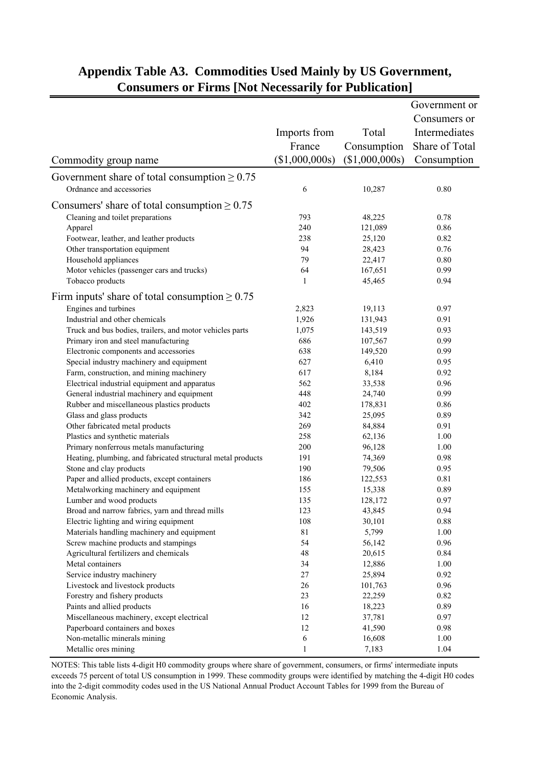# Appendix Table A3. Commodities Used Mainly by US Government, Consumers or Firms [Not Necessarily for Publication]

| Commodity group name | Imports from France ($1,000,000s) | Total Consumption ($1,000,000s) | Government or Consumers or Intermediates Share of Total Consumption |
|---|---|---|---|
| Government share of total consumption ≥ 0.75 | | | |
| Ordnance and accessories | 6 | 10,287 | 0.80 |
| Consumers' share of total consumption ≥ 0.75 | | | |
| Cleaning and toilet preparations | 793 | 48,225 | 0.78 |
| Apparel | 240 | 121,089 | 0.86 |
| Footwear, leather, and leather products | 238 | 25,120 | 0.82 |
| Other transportation equipment | 94 | 28,423 | 0.76 |
| Household appliances | 79 | 22,417 | 0.80 |
| Motor vehicles (passenger cars and trucks) | 64 | 167,651 | 0.99 |
| Tobacco products | 1 | 45,465 | 0.94 |
| Firm inputs' share of total consumption ≥ 0.75 | | | |
| Engines and turbines | 2,823 | 19,113 | 0.97 |
| Industrial and other chemicals | 1,926 | 131,943 | 0.91 |
| Truck and bus bodies, trailers, and motor vehicles parts | 1,075 | 143,519 | 0.93 |
| Primary iron and steel manufacturing | 686 | 107,567 | 0.99 |
| Electronic components and accessories | 638 | 149,520 | 0.99 |
| Special industry machinery and equipment | 627 | 6,410 | 0.95 |
| Farm, construction, and mining machinery | 617 | 8,184 | 0.92 |
| Electrical industrial equipment and apparatus | 562 | 33,538 | 0.96 |
| General industrial machinery and equipment | 448 | 24,740 | 0.99 |
| Rubber and miscellaneous plastics products | 402 | 178,831 | 0.86 |
| Glass and glass products | 342 | 25,095 | 0.89 |
| Other fabricated metal products | 269 | 84,884 | 0.91 |
| Plastics and synthetic materials | 258 | 62,136 | 1.00 |
| Primary nonferrous metals manufacturing | 200 | 96,128 | 1.00 |
| Heating, plumbing, and fabricated structural metal products | 191 | 74,369 | 0.98 |
| Stone and clay products | 190 | 79,506 | 0.95 |
| Paper and allied products, except containers | 186 | 122,553 | 0.81 |
| Metalworking machinery and equipment | 155 | 15,338 | 0.89 |
| Lumber and wood products | 135 | 128,172 | 0.97 |
| Broad and narrow fabrics, yarn and thread mills | 123 | 43,845 | 0.94 |
| Electric lighting and wiring equipment | 108 | 30,101 | 0.88 |
| Materials handling machinery and equipment | 81 | 5,799 | 1.00 |
| Screw machine products and stampings | 54 | 56,142 | 0.96 |
| Agricultural fertilizers and chemicals | 48 | 20,615 | 0.84 |
| Metal containers | 34 | 12,886 | 1.00 |
| Service industry machinery | 27 | 25,894 | 0.92 |
| Livestock and livestock products | 26 | 101,763 | 0.96 |
| Forestry and fishery products | 23 | 22,259 | 0.82 |
| Paints and allied products | 16 | 18,223 | 0.89 |
| Miscellaneous machinery, except electrical | 12 | 37,781 | 0.97 |
| Paperboard containers and boxes | 12 | 41,590 | 0.98 |
| Non-metallic minerals mining | 6 | 16,608 | 1.00 |
| Metallic ores mining | 1 | 7,183 | 1.04 |

NOTES: This table lists 4-digit H0 commodity groups where share of government, consumers, or firms' intermediate inputs exceeds 75 percent of total US consumption in 1999. These commodity groups were identified by matching the 4-digit H0 codes into the 2-digit commodity codes used in the US National Annual Product Account Tables for 1999 from the Bureau of Economic Analysis.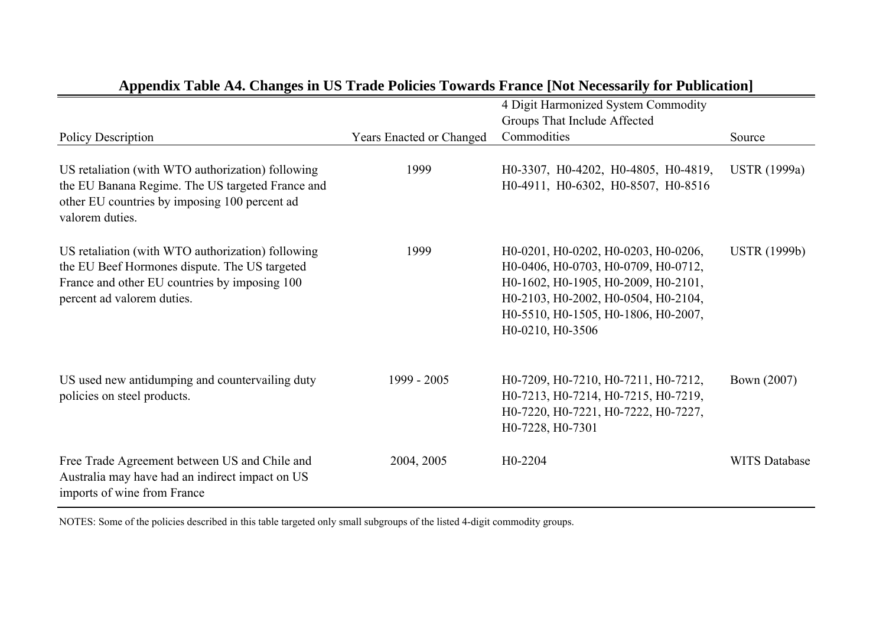**Appendix Table A4. Changes in US Trade Policies Towards France [Not Necessarily for Publication]**

| Policy Description | Years Enacted or Changed | 4 Digit Harmonized System Commodity Groups That Include Affected Commodities | Source |
|---|---|---|---|
| US retaliation (with WTO authorization) following the EU Banana Regime. The US targeted France and other EU countries by imposing 100 percent ad valorem duties. | 1999 | H0-3307, H0-4202, H0-4805, H0-4819, H0-4911, H0-6302, H0-8507, H0-8516 | USTR (1999a) |
| US retaliation (with WTO authorization) following the EU Beef Hormones dispute. The US targeted France and other EU countries by imposing 100 percent ad valorem duties. | 1999 | H0-0201, H0-0202, H0-0203, H0-0206, H0-0406, H0-0703, H0-0709, H0-0712, H0-1602, H0-1905, H0-2009, H0-2101, H0-2103, H0-2002, H0-0504, H0-2104, H0-5510, H0-1505, H0-1806, H0-2007, H0-0210, H0-3506 | USTR (1999b) |
| US used new antidumping and countervailing duty policies on steel products. | 1999 - 2005 | H0-7209, H0-7210, H0-7211, H0-7212, H0-7213, H0-7214, H0-7215, H0-7219, H0-7220, H0-7221, H0-7222, H0-7227, H0-7228, H0-7301 | Bown (2007) |
| Free Trade Agreement between US and Chile and Australia may have had an indirect impact on US imports of wine from France | 2004, 2005 | H0-2204 | WITS Database |

NOTES: Some of the policies described in this table targeted only small subgroups of the listed 4-digit commodity groups.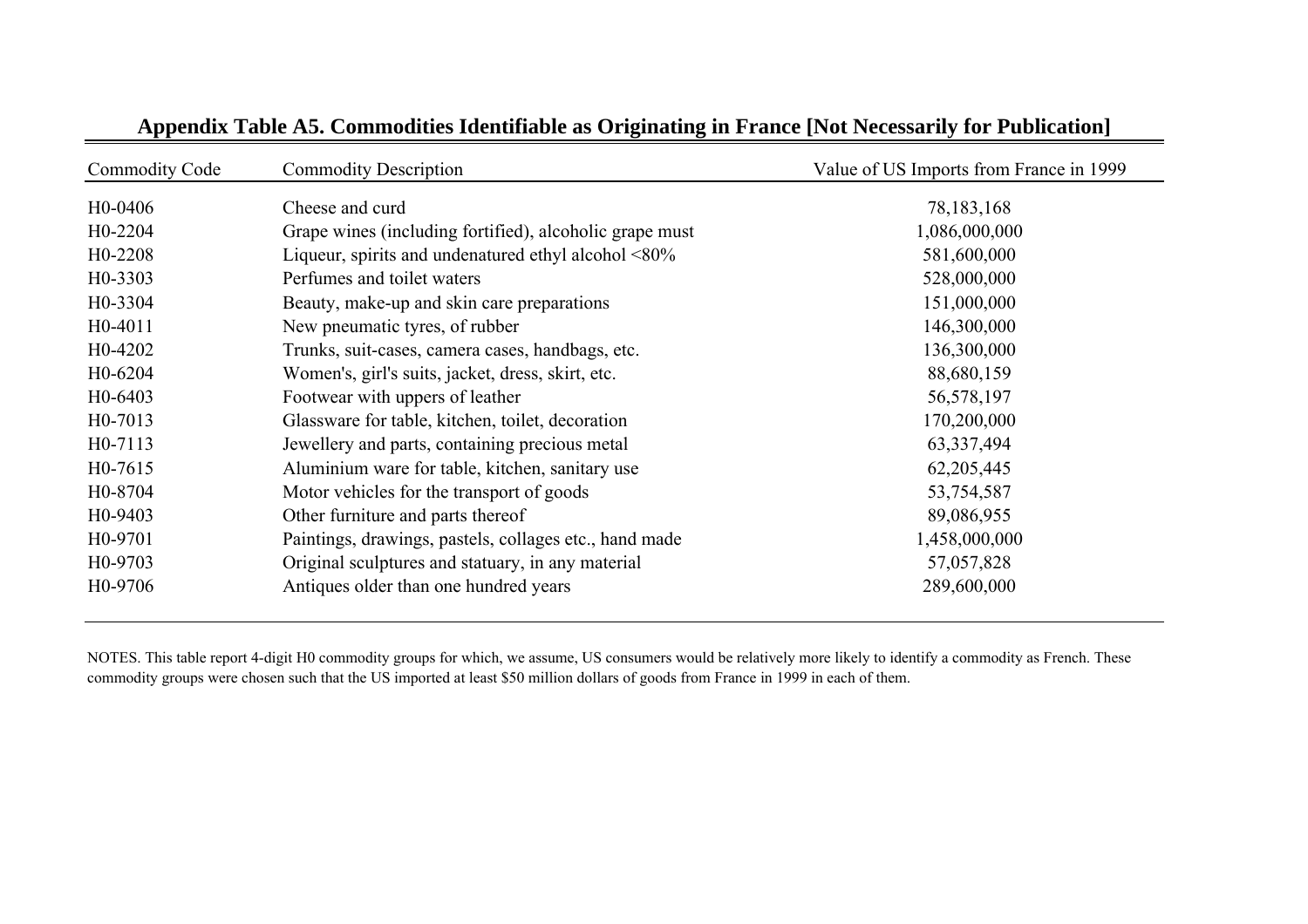## Appendix Table A5. Commodities Identifiable as Originating in France [Not Necessarily for Publication]

| Commodity Code | Commodity Description | Value of US Imports from France in 1999 |
|---|---|---|
| H0-0406 | Cheese and curd | 78,183,168 |
| H0-2204 | Grape wines (including fortified), alcoholic grape must | 1,086,000,000 |
| H0-2208 | Liqueur, spirits and undenatured ethyl alcohol <80% | 581,600,000 |
| H0-3303 | Perfumes and toilet waters | 528,000,000 |
| H0-3304 | Beauty, make-up and skin care preparations | 151,000,000 |
| H0-4011 | New pneumatic tyres, of rubber | 146,300,000 |
| H0-4202 | Trunks, suit-cases, camera cases, handbags, etc. | 136,300,000 |
| H0-6204 | Women's, girl's suits, jacket, dress, skirt, etc. | 88,680,159 |
| H0-6403 | Footwear with uppers of leather | 56,578,197 |
| H0-7013 | Glassware for table, kitchen, toilet, decoration | 170,200,000 |
| H0-7113 | Jewellery and parts, containing precious metal | 63,337,494 |
| H0-7615 | Aluminium ware for table, kitchen, sanitary use | 62,205,445 |
| H0-8704 | Motor vehicles for the transport of goods | 53,754,587 |
| H0-9403 | Other furniture and parts thereof | 89,086,955 |
| H0-9701 | Paintings, drawings, pastels, collages etc., hand made | 1,458,000,000 |
| H0-9703 | Original sculptures and statuary, in any material | 57,057,828 |
| H0-9706 | Antiques older than one hundred years | 289,600,000 |

NOTES. This table report 4-digit H0 commodity groups for which, we assume, US consumers would be relatively more likely to identify a commodity as French. These commodity groups were chosen such that the US imported at least $50 million dollars of goods from France in 1999 in each of them.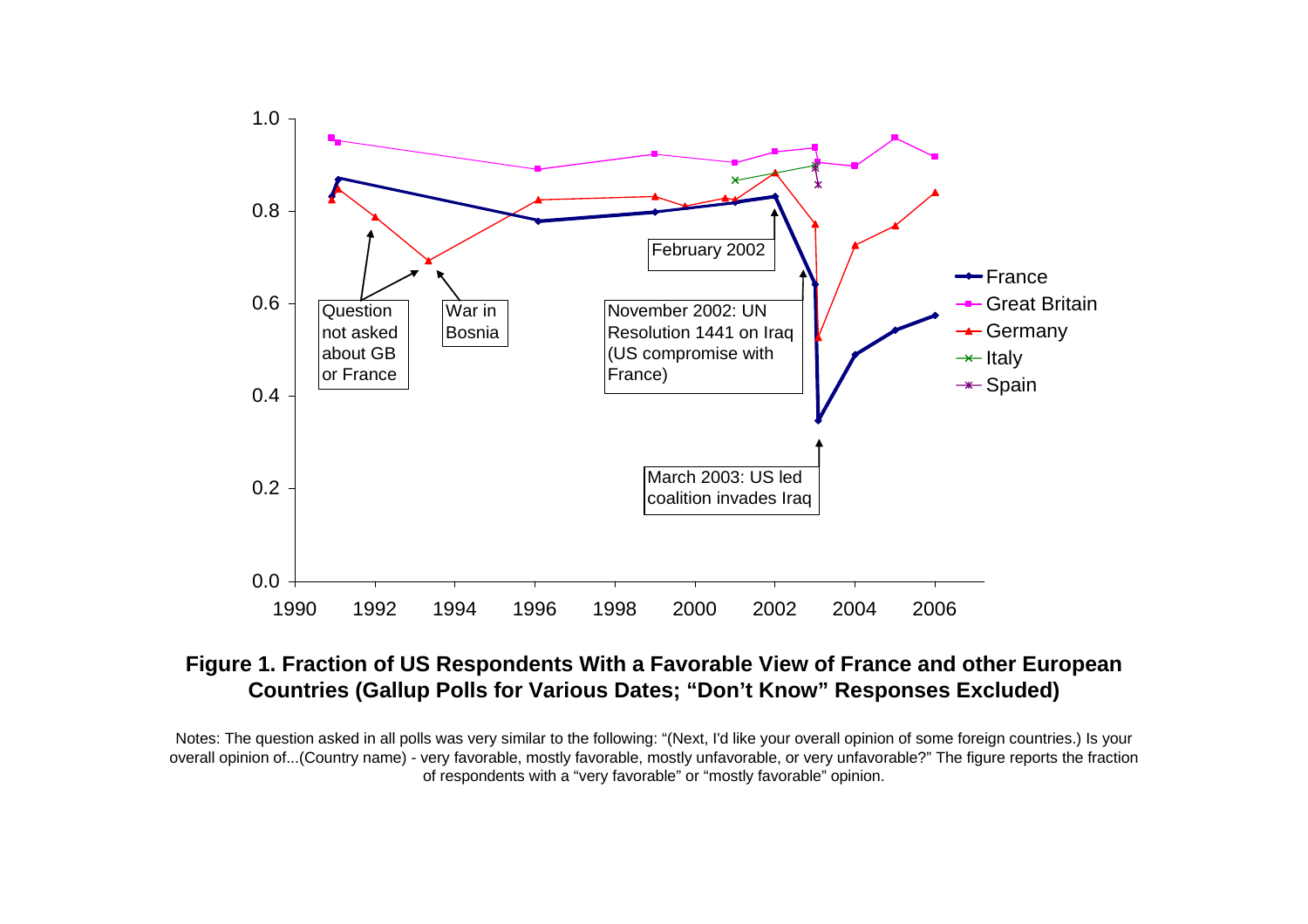**Figure 1. Fraction of US Respondents With a Favorable View of France and other European Countries (Gallup Polls for Various Dates; "Don't Know" Responses Excluded)**

Notes: The question asked in all polls was very similar to the following: "(Next, I'd like your overall opinion of some foreign countries.) Is your overall opinion of...(Country name) - very favorable, mostly favorable, mostly unfavorable, or very unfavorable?" The figure reports the fraction of respondents with a "very favorable" or "mostly favorable" opinion.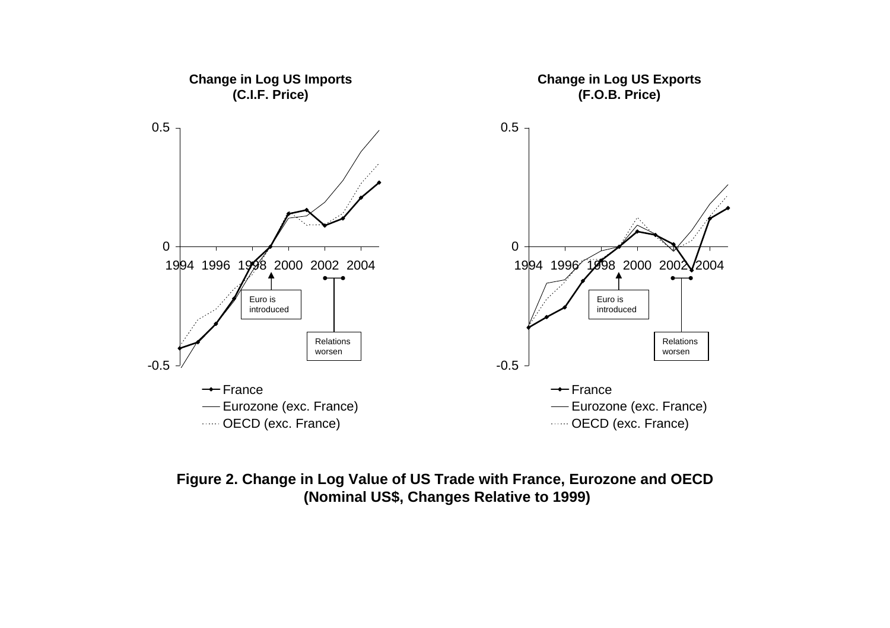**Change in Log US Imports (C.I.F. Price)**

**Change in Log US Exports (F.O.B. Price)**

Euro is introduced

Relations worsen

France

Eurozone (exc. France)

OECD (exc. France)

**Figure 2. Change in Log Value of US Trade with France, Eurozone and OECD (Nominal US$, Changes Relative to 1999)**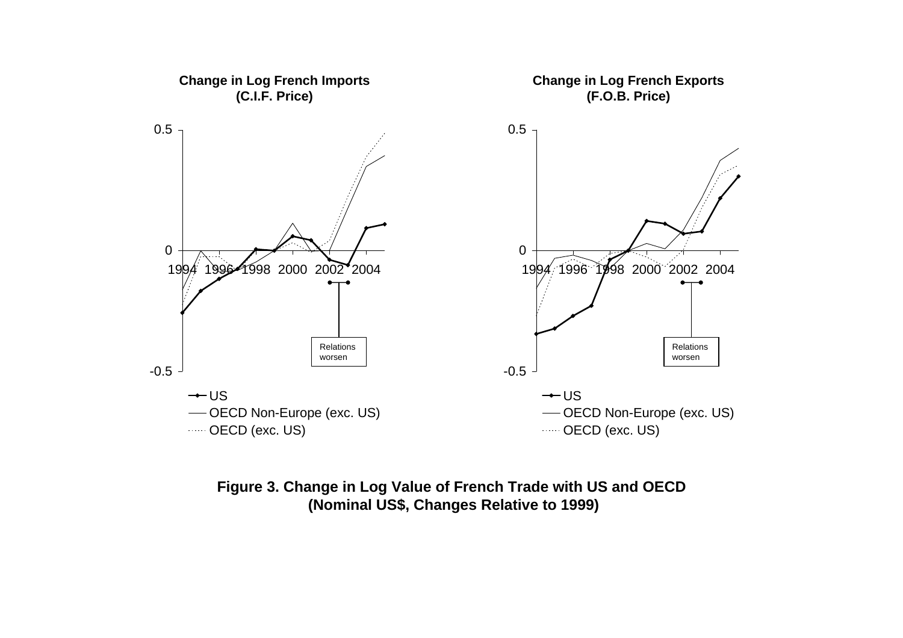**Change in Log French Imports (C.I.F. Price)**

**Change in Log French Exports (F.O.B. Price)**

**Figure 3. Change in Log Value of French Trade with US and OECD (Nominal US$, Changes Relative to 1999)**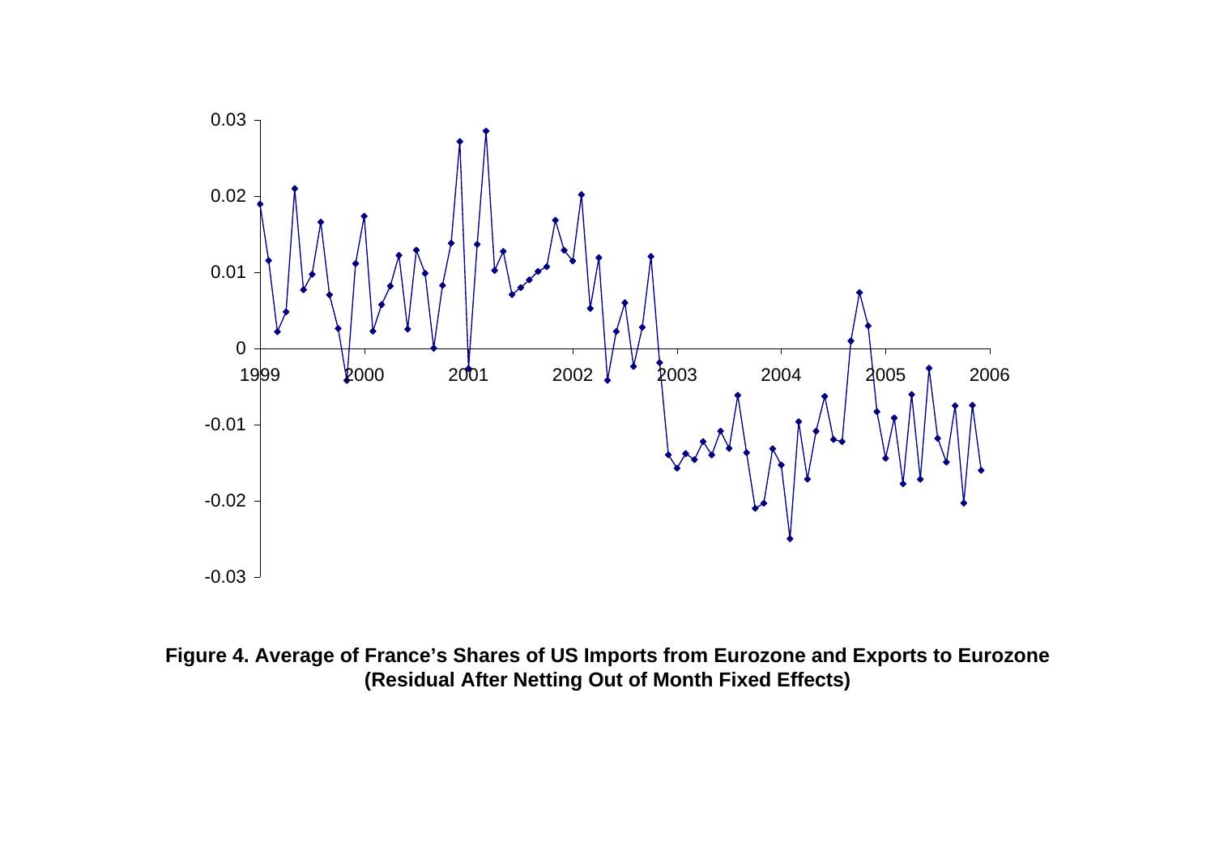**Figure 4. Average of France's Shares of US Imports from Eurozone and Exports to Eurozone (Residual After Netting Out of Month Fixed Effects)**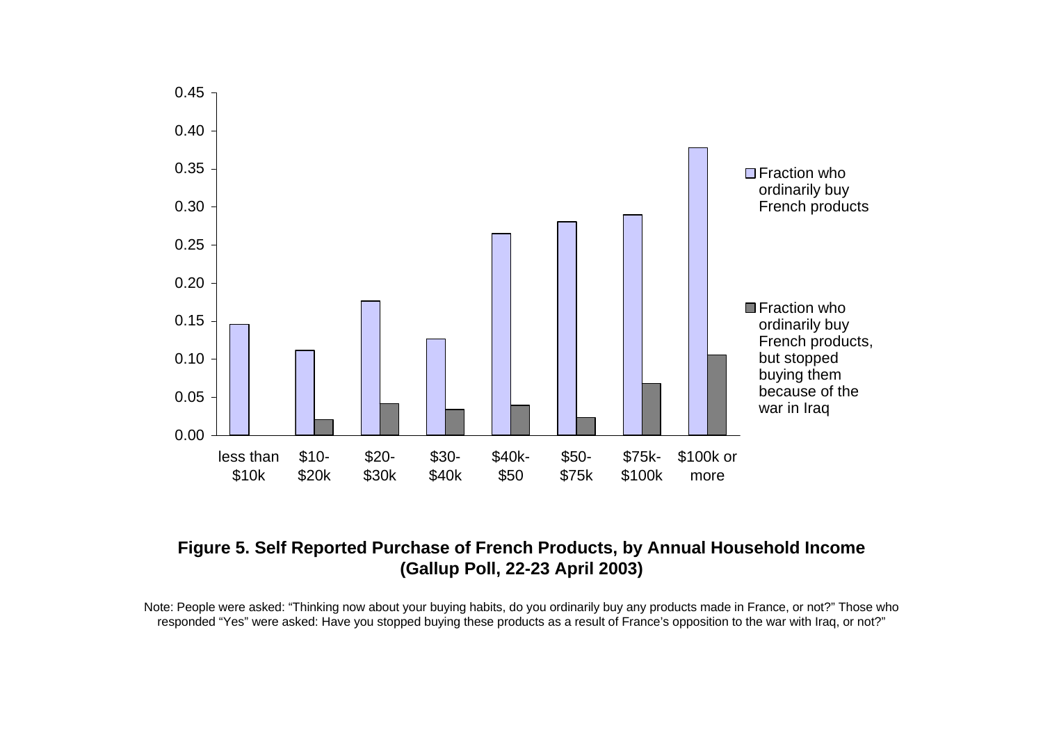**Figure 5. Self Reported Purchase of French Products, by Annual Household Income (Gallup Poll, 22-23 April 2003)**

Note: People were asked: "Thinking now about your buying habits, do you ordinarily buy any products made in France, or not?" Those who responded "Yes" were asked: Have you stopped buying these products as a result of France's opposition to the war with Iraq, or not?"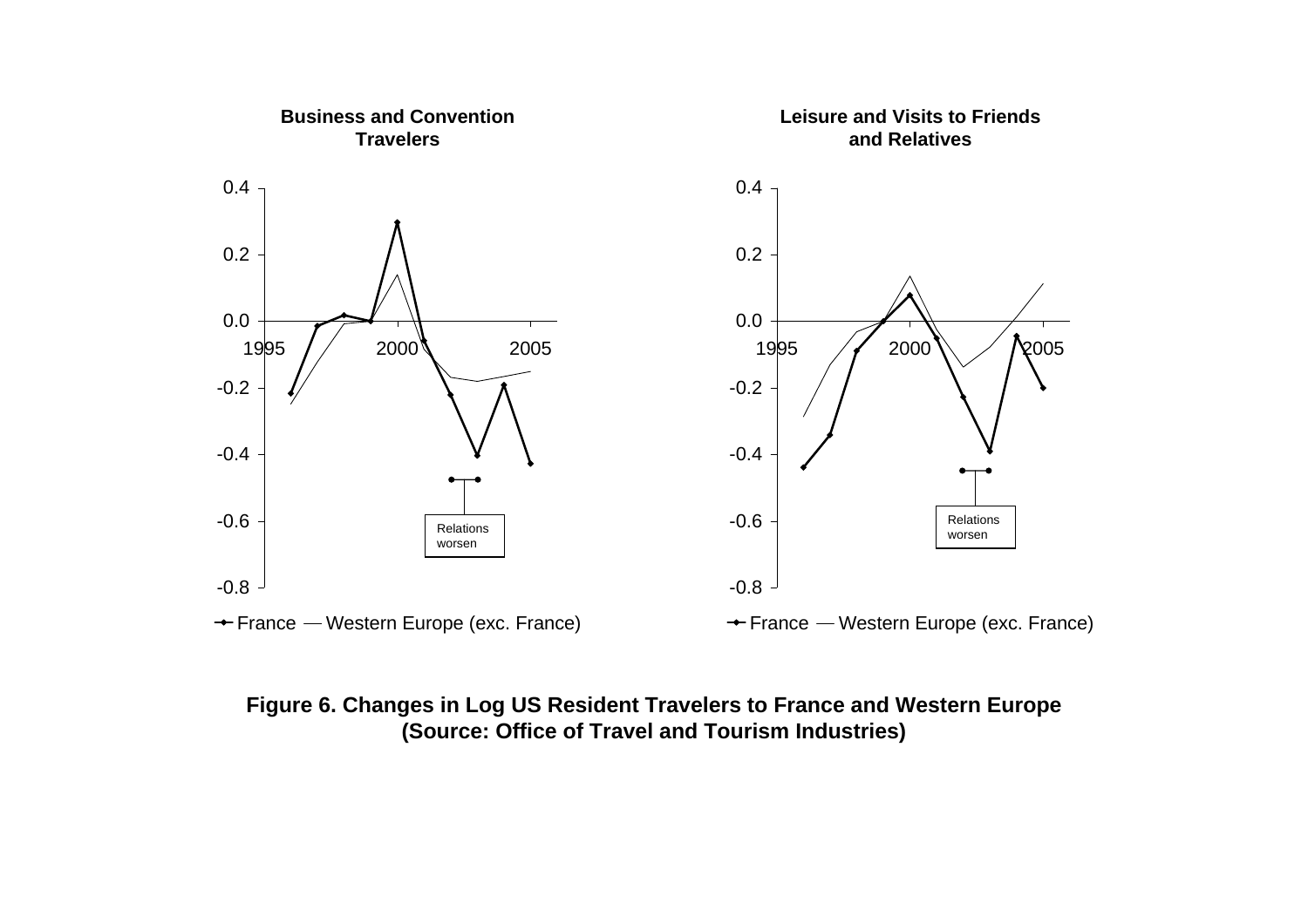**Figure 6. Changes in Log US Resident Travelers to France and Western Europe (Source: Office of Travel and Tourism Industries)**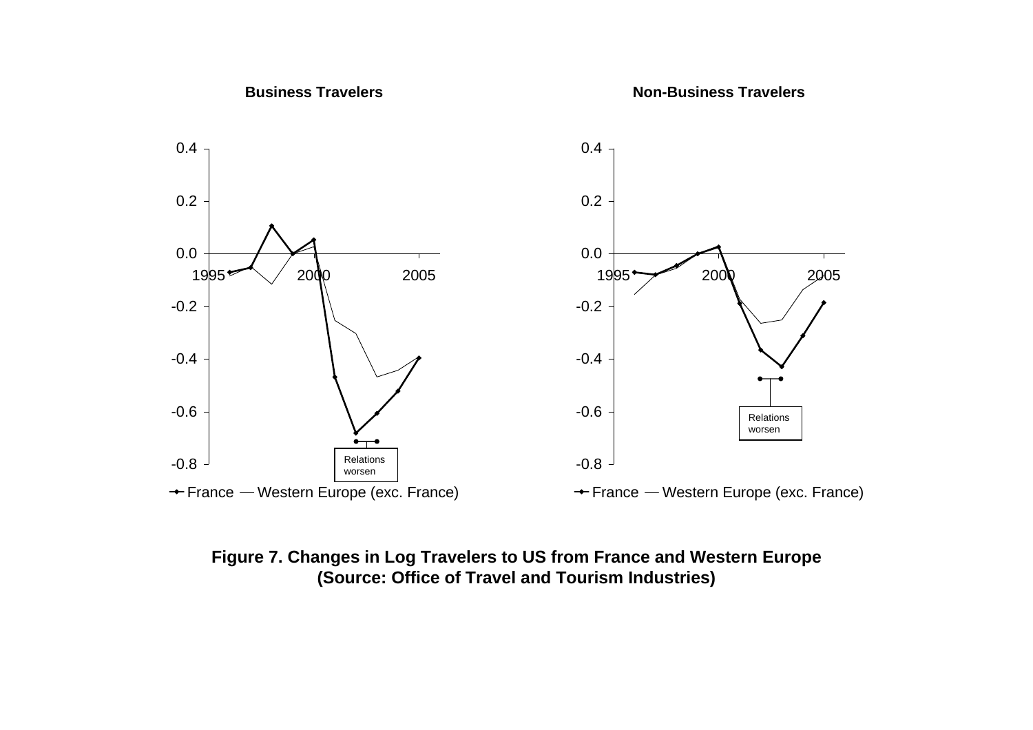**Business Travelers**

**Non-Business Travelers**

**Figure 7. Changes in Log Travelers to US from France and Western Europe (Source: Office of Travel and Tourism Industries)**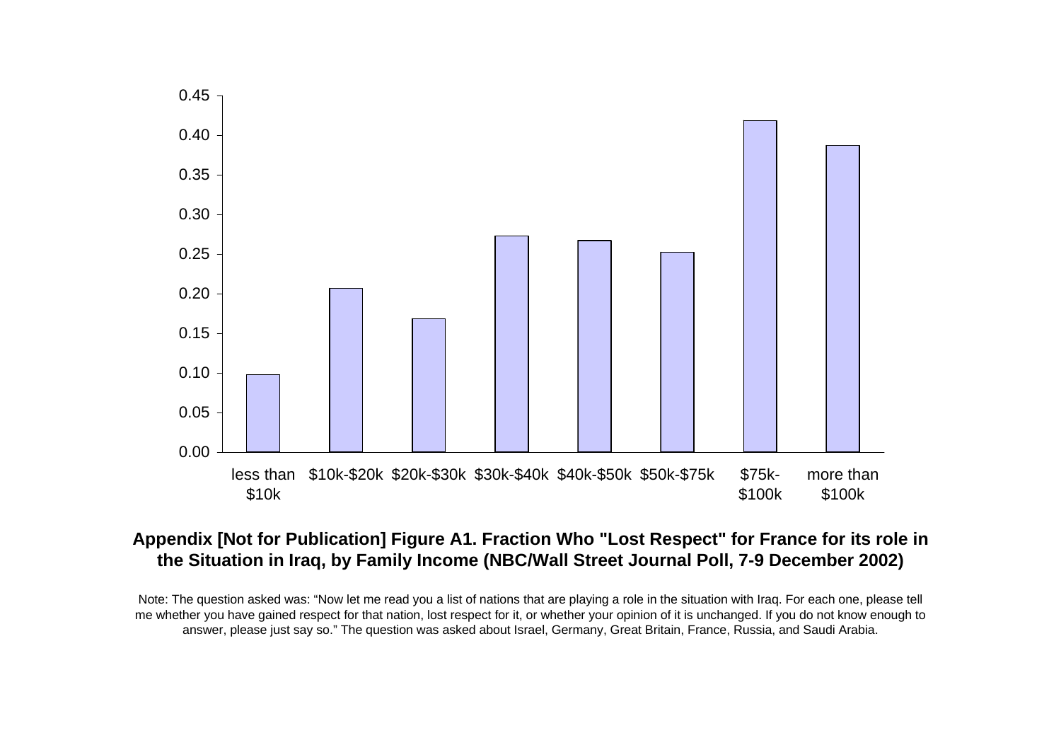**Appendix [Not for Publication] Figure A1. Fraction Who "Lost Respect" for France for its role in the Situation in Iraq, by Family Income (NBC/Wall Street Journal Poll, 7-9 December 2002)**

Note: The question asked was: "Now let me read you a list of nations that are playing a role in the situation with Iraq. For each one, please tell me whether you have gained respect for that nation, lost respect for it, or whether your opinion of it is unchanged. If you do not know enough to answer, please just say so." The question was asked about Israel, Germany, Great Britain, France, Russia, and Saudi Arabia.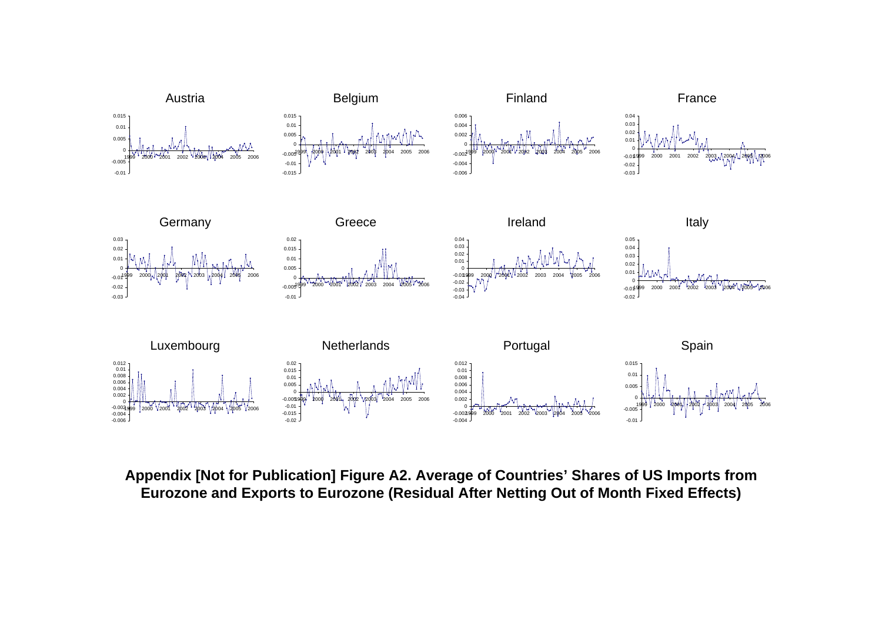Austria

0.015
0.01
0.005
0
-0.005
-0.01
1999 2000 2001 2002 2003 2004 2005 2006

Belgium

0.015
0.01
0.005
0
-0.005
-0.01
-0.015
1999 2000 2001 2002 2003 2004 2005 2006

Finland

0.006
0.004
0.002
0
-0.002
-0.004
-0.006
1999 2000 2001 2002 2003 2004 2005 2006

France

0.04
0.03
0.02
0.01
0
-0.01
-0.02
-0.03
1999 2000 2001 2002 2003 2004 2005 2006

Germany

0.03
0.02
0.01
0
-0.01
-0.02
-0.03
1999 2000 2001 2002 2003 2004 2005 2006

Greece

0.02
0.015
0.01
0.005
0
-0.005
-0.01
1999 2000 2001 2002 2003 2004 2005 2006

Ireland

0.04
0.03
0.02
0.01
0
-0.01
-0.02
-0.03
-0.04
1999 2000 2001 2002 2003 2004 2005 2006

Italy

0.05
0.04
0.03
0.02
0.01
0
-0.01
-0.02
1999 2000 2001 2002 2003 2004 2005 2006

Luxembourg

0.012
0.01
0.008
0.006
0.004
0.002
0
-0.002
-0.004
-0.006
1999 2000 2001 2002 2003 2004 2005 2006

Netherlands

0.02
0.015
0.01
0.005
0
-0.005
-0.01
-0.015
-0.02
1999 2000 2001 2002 2003 2004 2005 2006

Portugal

0.012
0.01
0.008
0.006
0.004
0.002
0
-0.002
-0.004
1999 2000 2001 2002 2003 2004 2005 2006

Spain

0.015
0.01
0.005
0
-0.005
-0.01
1999 2000 2001 2002 2003 2004 2005 2006

**Appendix [Not for Publication] Figure A2. Average of Countries' Shares of US Imports from Eurozone and Exports to Eurozone (Residual After Netting Out of Month Fixed Effects)**